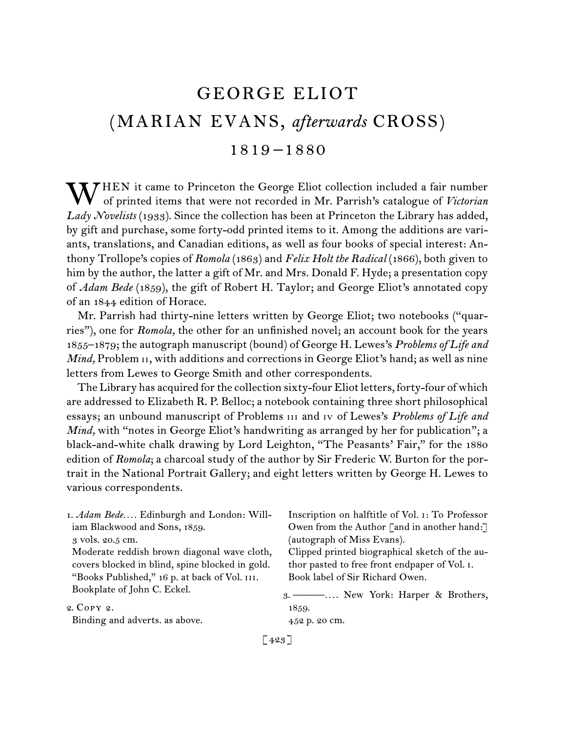# GEORGE ELIOT
# (MARIAN EVANS, *afterwards* CROSS)
## 1819–1880

WHEN it came to Princeton the George Eliot collection included a fair number of printed items that were not recorded in Mr. Parrish's catalogue of *Victorian Lady Novelists* (1933). Since the collection has been at Princeton the Library has added, by gift and purchase, some forty-odd printed items to it. Among the additions are variants, translations, and Canadian editions, as well as four books of special interest: Anthony Trollope's copies of *Romola* (1863) and *Felix Holt the Radical* (1866), both given to him by the author, the latter a gift of Mr. and Mrs. Donald F. Hyde; a presentation copy of *Adam Bede* (1859), the gift of Robert H. Taylor; and George Eliot's annotated copy of an 1844 edition of Horace.

Mr. Parrish had thirty-nine letters written by George Eliot; two notebooks ("quarries"), one for *Romola*, the other for an unfinished novel; an account book for the years 1855–1879; the autograph manuscript (bound) of George H. Lewes's *Problems of Life and Mind*, Problem II, with additions and corrections in George Eliot's hand; as well as nine letters from Lewes to George Smith and other correspondents.

The Library has acquired for the collection sixty-four Eliot letters, forty-four of which are addressed to Elizabeth R. P. Belloc; a notebook containing three short philosophical essays; an unbound manuscript of Problems III and IV of Lewes's *Problems of Life and Mind*, with "notes in George Eliot's handwriting as arranged by her for publication"; a black-and-white chalk drawing by Lord Leighton, "The Peasants' Fair," for the 1880 edition of *Romola*; a charcoal study of the author by Sir Frederic W. Burton for the portrait in the National Portrait Gallery; and eight letters written by George H. Lewes to various correspondents.

1. *Adam Bede*.... Edinburgh and London: William Blackwood and Sons, 1859.
3 vols. 20.5 cm.
Moderate reddish brown diagonal wave cloth, covers blocked in blind, spine blocked in gold. "Books Published," 16 p. at back of Vol. III.
Bookplate of John C. Eckel.

2. Copy 2.
Binding and adverts. as above.
Inscription on halftitle of Vol. I: To Professor Owen from the Author [and in another hand:] (autograph of Miss Evans).
Clipped printed biographical sketch of the author pasted to free front endpaper of Vol. I.
Book label of Sir Richard Owen.

3. ———.... New York: Harper & Brothers, 1859.
452 p. 20 cm.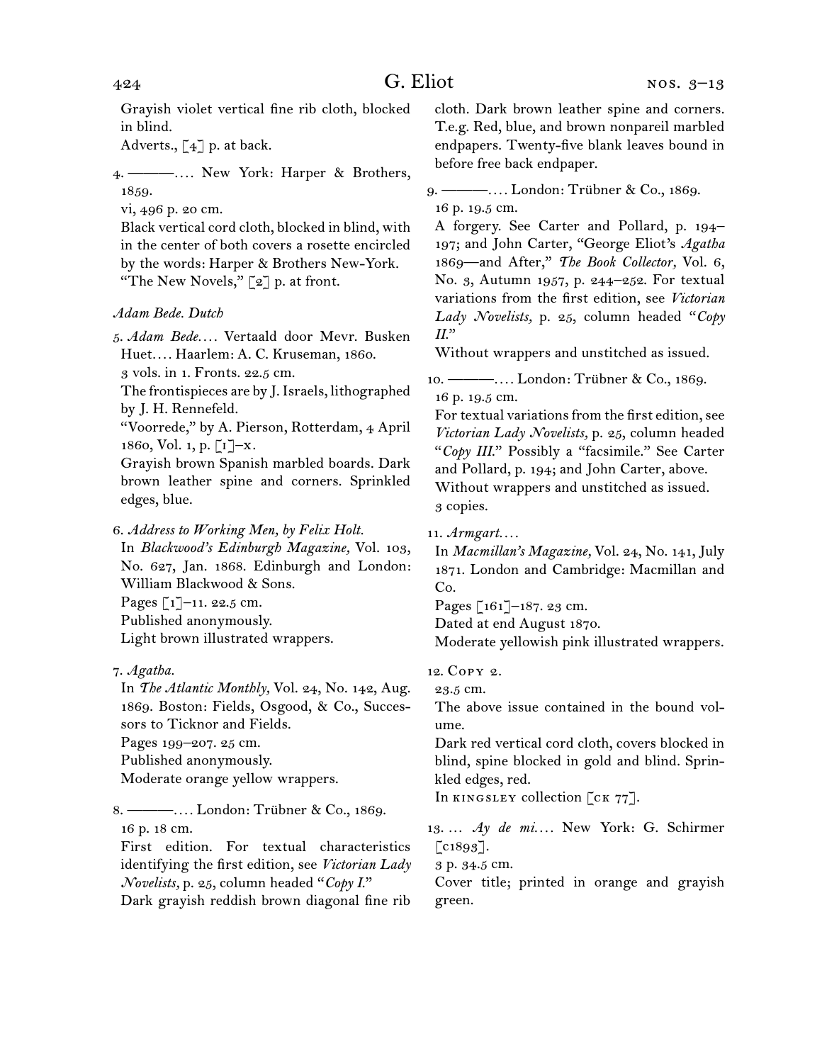Grayish violet vertical fine rib cloth, blocked in blind.

Adverts., [4] p. at back.

4. ———. . . . New York: Harper & Brothers, 1859.

vi, 496 p. 20 cm.

Black vertical cord cloth, blocked in blind, with in the center of both covers a rosette encircled by the words: Harper & Brothers New-York.

"The New Novels," [2] p. at front.

*Adam Bede. Dutch*

5. *Adam Bede. . . .* Vertaald door Mevr. Busken Huet. . . . Haarlem: A. C. Kruseman, 1860.

3 vols. in 1. Fronts. 22.5 cm.

The frontispieces are by J. Israels, lithographed by J. H. Rennefeld.

"Voorrede," by A. Pierson, Rotterdam, 4 April 1860, Vol. 1, p. [i]–x.

Grayish brown Spanish marbled boards. Dark brown leather spine and corners. Sprinkled edges, blue.

6. *Address to Working Men, by Felix Holt.*

In *Blackwood's Edinburgh Magazine,* Vol. 103, No. 627, Jan. 1868. Edinburgh and London: William Blackwood & Sons.

Pages [1]–11. 22.5 cm.

Published anonymously.

Light brown illustrated wrappers.

7. *Agatha.*

In *The Atlantic Monthly,* Vol. 24, No. 142, Aug. 1869. Boston: Fields, Osgood, & Co., Successors to Ticknor and Fields.

Pages 199–207. 25 cm.

Published anonymously.

Moderate orange yellow wrappers.

8. ———. . . . London: Trübner & Co., 1869.

16 p. 18 cm.

First edition. For textual characteristics identifying the first edition, see *Victorian Lady Novelists,* p. 25, column headed "*Copy I.*"

Dark grayish reddish brown diagonal fine rib cloth. Dark brown leather spine and corners. T.e.g. Red, blue, and brown nonpareil marbled endpapers. Twenty-five blank leaves bound in before free back endpaper.

9. ———. . . . London: Trübner & Co., 1869.

16 p. 19.5 cm.

A forgery. See Carter and Pollard, p. 194–197; and John Carter, "George Eliot's *Agatha* 1869—and After," *The Book Collector,* Vol. 6, No. 3, Autumn 1957, p. 244–252. For textual variations from the first edition, see *Victorian Lady Novelists,* p. 25, column headed "*Copy II.*"

Without wrappers and unstitched as issued.

10. ———. . . . London: Trübner & Co., 1869.

16 p. 19.5 cm.

For textual variations from the first edition, see *Victorian Lady Novelists,* p. 25, column headed "*Copy III.*" Possibly a "facsimile." See Carter and Pollard, p. 194; and John Carter, above.

Without wrappers and unstitched as issued.

3 copies.

11. *Armgart. . . .*

In *Macmillan's Magazine,* Vol. 24, No. 141, July 1871. London and Cambridge: Macmillan and Co.

Pages [161]–187. 23 cm.

Dated at end August 1870.

Moderate yellowish pink illustrated wrappers.

12. Copy 2.

23.5 cm.

The above issue contained in the bound volume.

Dark red vertical cord cloth, covers blocked in blind, spine blocked in gold and blind. Sprinkled edges, red.

In kingsley collection [ck 77].

13. . . . *Ay de mi. . . .* New York: G. Schirmer [c1893].

3 p. 34.5 cm.

Cover title; printed in orange and grayish green.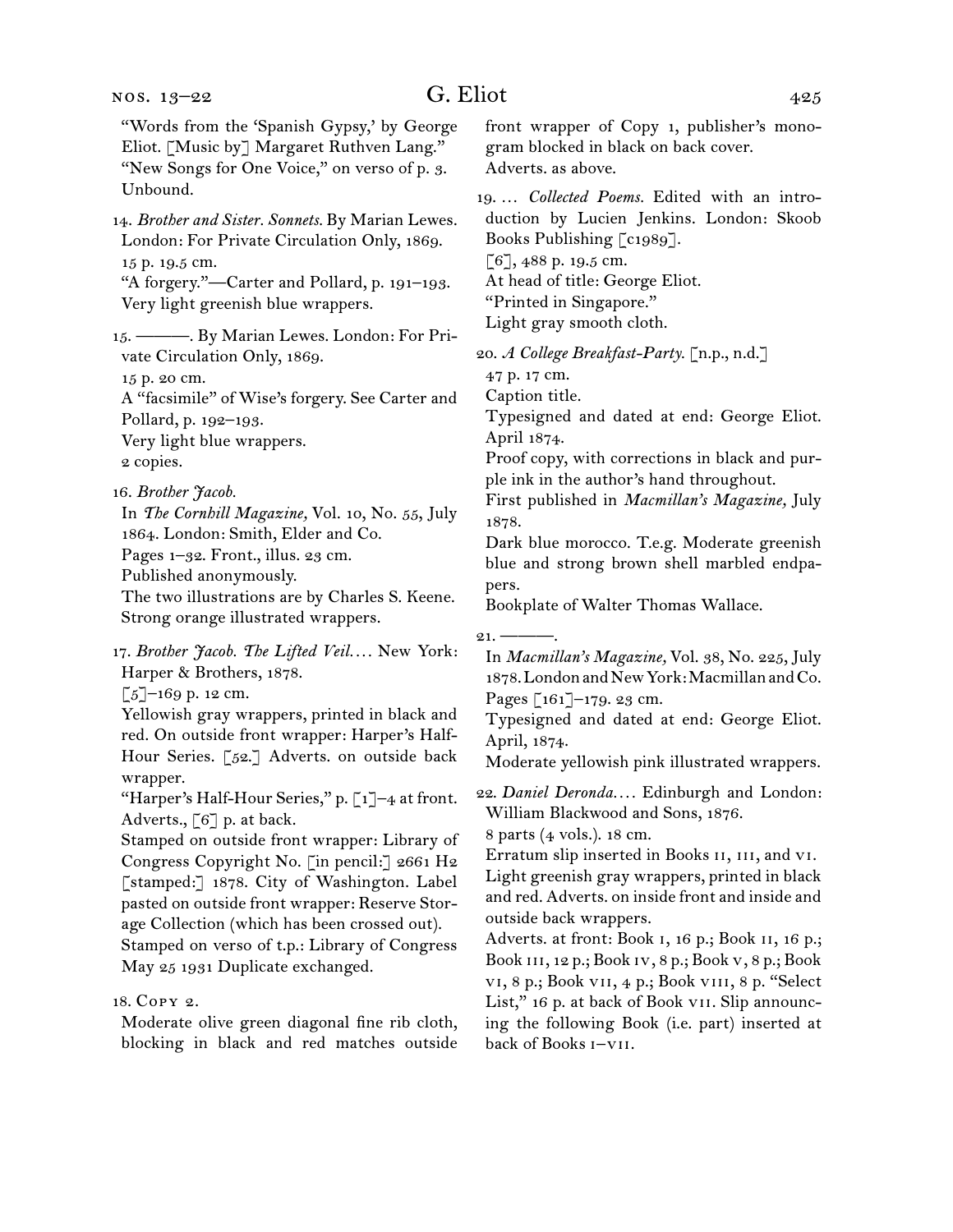“Words from the ‘Spanish Gypsy,’ by George Eliot. [Music by] Margaret Ruthven Lang.”
“New Songs for One Voice,” on verso of p. 3.
Unbound.

14. *Brother and Sister. Sonnets.* By Marian Lewes. London: For Private Circulation Only, 1869.
15 p. 19.5 cm.
“A forgery.”—Carter and Pollard, p. 191–193.
Very light greenish blue wrappers.

15. ———. By Marian Lewes. London: For Private Circulation Only, 1869.
15 p. 20 cm.
A “facsimile” of Wise’s forgery. See Carter and Pollard, p. 192–193.
Very light blue wrappers.
2 copies.

16. *Brother Jacob.*
In *The Cornhill Magazine,* Vol. 10, No. 55, July 1864. London: Smith, Elder and Co.
Pages 1–32. Front., illus. 23 cm.
Published anonymously.
The two illustrations are by Charles S. Keene.
Strong orange illustrated wrappers.

17. *Brother Jacob. The Lifted Veil.* … New York: Harper & Brothers, 1878.
[5]–169 p. 12 cm.
Yellowish gray wrappers, printed in black and red. On outside front wrapper: Harper’s Half-Hour Series. [52.] Adverts. on outside back wrapper.
“Harper’s Half-Hour Series,” p. [1]–4 at front. Adverts., [6] p. at back.
Stamped on outside front wrapper: Library of Congress Copyright No. [in pencil:] 2661 H2 [stamped:] 1878. City of Washington. Label pasted on outside front wrapper: Reserve Storage Collection (which has been crossed out).
Stamped on verso of t.p.: Library of Congress May 25 1931 Duplicate exchanged.

18. Copy 2.
Moderate olive green diagonal fine rib cloth, blocking in black and red matches outside front wrapper of Copy 1, publisher’s monogram blocked in black on back cover.
Adverts. as above.

19. … *Collected Poems.* Edited with an introduction by Lucien Jenkins. London: Skoob Books Publishing [c1989].
[6], 488 p. 19.5 cm.
At head of title: George Eliot.
“Printed in Singapore.”
Light gray smooth cloth.

20. *A College Breakfast-Party.* [n.p., n.d.]
47 p. 17 cm.
Caption title.
Typesigned and dated at end: George Eliot. April 1874.
Proof copy, with corrections in black and purple ink in the author’s hand throughout.
First published in *Macmillan’s Magazine,* July 1878.
Dark blue morocco. T.e.g. Moderate greenish blue and strong brown shell marbled endpapers.
Bookplate of Walter Thomas Wallace.

21. ———.
In *Macmillan’s Magazine,* Vol. 38, No. 225, July 1878. London and New York: Macmillan and Co.
Pages [161]–179. 23 cm.
Typesigned and dated at end: George Eliot. April, 1874.
Moderate yellowish pink illustrated wrappers.

22. *Daniel Deronda.* … Edinburgh and London: William Blackwood and Sons, 1876.
8 parts (4 vols.). 18 cm.
Erratum slip inserted in Books II, III, and VI.
Light greenish gray wrappers, printed in black and red. Adverts. on inside front and inside and outside back wrappers.
Adverts. at front: Book I, 16 p.; Book II, 16 p.; Book III, 12 p.; Book IV, 8 p.; Book V, 8 p.; Book VI, 8 p.; Book VII, 4 p.; Book VIII, 8 p. “Select List,” 16 p. at back of Book VII. Slip announcing the following Book (i.e. part) inserted at back of Books I–VII.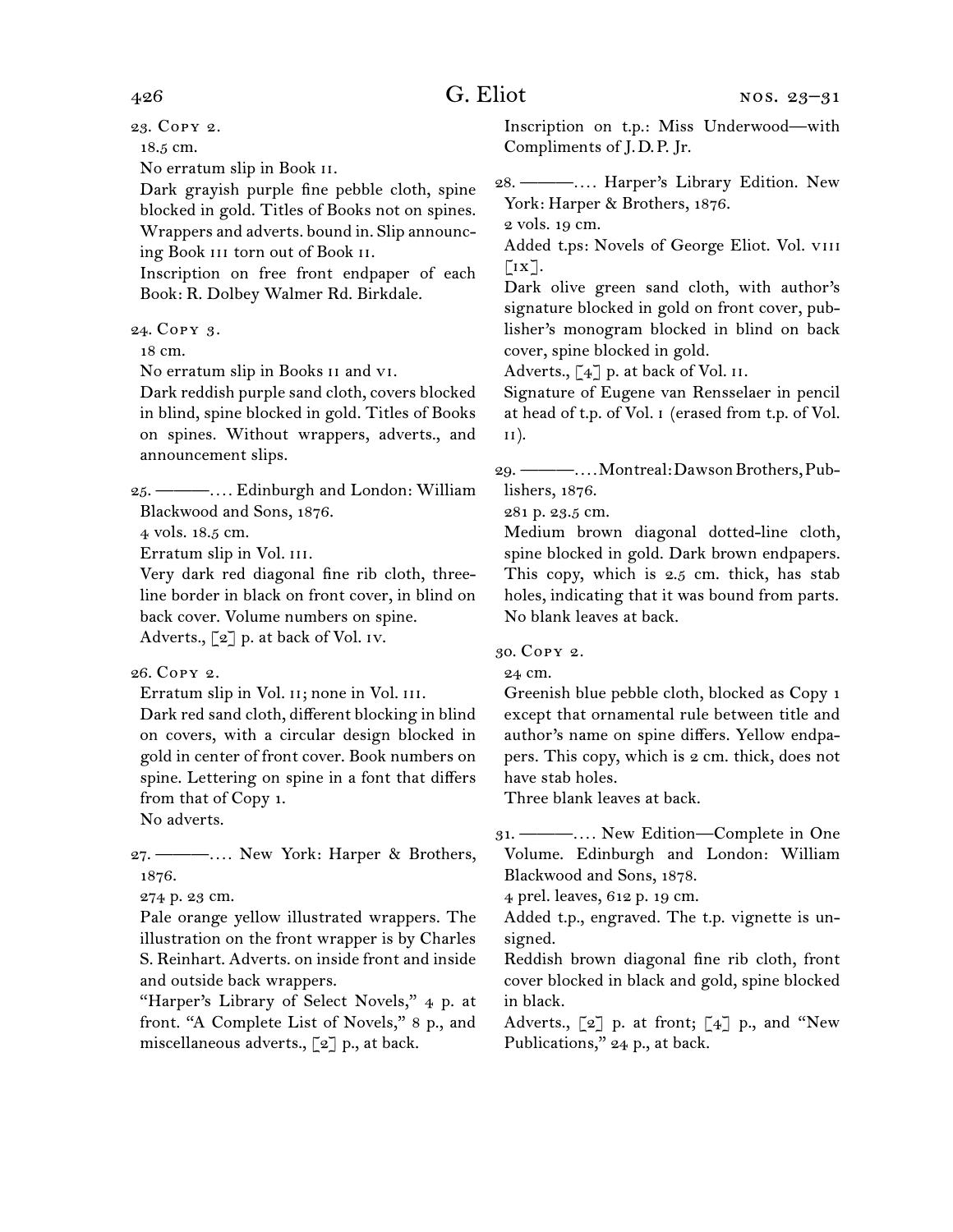23. Copy 2.
18.5 cm.
No erratum slip in Book II.
Dark grayish purple fine pebble cloth, spine blocked in gold. Titles of Books not on spines. Wrappers and adverts. bound in. Slip announcing Book III torn out of Book II.
Inscription on free front endpaper of each Book: R. Dolbey Walmer Rd. Birkdale.

24. Copy 3.
18 cm.
No erratum slip in Books II and VI.
Dark reddish purple sand cloth, covers blocked in blind, spine blocked in gold. Titles of Books on spines. Without wrappers, adverts., and announcement slips.

25. ———.... Edinburgh and London: William Blackwood and Sons, 1876.
4 vols. 18.5 cm.
Erratum slip in Vol. III.
Very dark red diagonal fine rib cloth, three-line border in black on front cover, in blind on back cover. Volume numbers on spine.
Adverts., [2] p. at back of Vol. IV.

26. Copy 2.
Erratum slip in Vol. II; none in Vol. III.
Dark red sand cloth, different blocking in blind on covers, with a circular design blocked in gold in center of front cover. Book numbers on spine. Lettering on spine in a font that differs from that of Copy 1.
No adverts.

27. ———.... New York: Harper & Brothers, 1876.
274 p. 23 cm.
Pale orange yellow illustrated wrappers. The illustration on the front wrapper is by Charles S. Reinhart. Adverts. on inside front and inside and outside back wrappers.
"Harper's Library of Select Novels," 4 p. at front. "A Complete List of Novels," 8 p., and miscellaneous adverts., [2] p., at back.
Inscription on t.p.: Miss Underwood—with Compliments of J. D. P. Jr.

28. ———.... Harper's Library Edition. New York: Harper & Brothers, 1876.
2 vols. 19 cm.
Added t.ps: Novels of George Eliot. Vol. VIII [IX].
Dark olive green sand cloth, with author's signature blocked in gold on front cover, publisher's monogram blocked in blind on back cover, spine blocked in gold.
Adverts., [4] p. at back of Vol. II.
Signature of Eugene van Rensselaer in pencil at head of t.p. of Vol. I (erased from t.p. of Vol. II).

29. ———.... Montreal: Dawson Brothers, Publishers, 1876.
281 p. 23.5 cm.
Medium brown diagonal dotted-line cloth, spine blocked in gold. Dark brown endpapers. This copy, which is 2.5 cm. thick, has stab holes, indicating that it was bound from parts.
No blank leaves at back.

30. Copy 2.
24 cm.
Greenish blue pebble cloth, blocked as Copy 1 except that ornamental rule between title and author's name on spine differs. Yellow endpapers. This copy, which is 2 cm. thick, does not have stab holes.
Three blank leaves at back.

31. ———.... New Edition—Complete in One Volume. Edinburgh and London: William Blackwood and Sons, 1878.
4 prel. leaves, 612 p. 19 cm.
Added t.p., engraved. The t.p. vignette is unsigned.
Reddish brown diagonal fine rib cloth, front cover blocked in black and gold, spine blocked in black.
Adverts., [2] p. at front; [4] p., and "New Publications," 24 p., at back.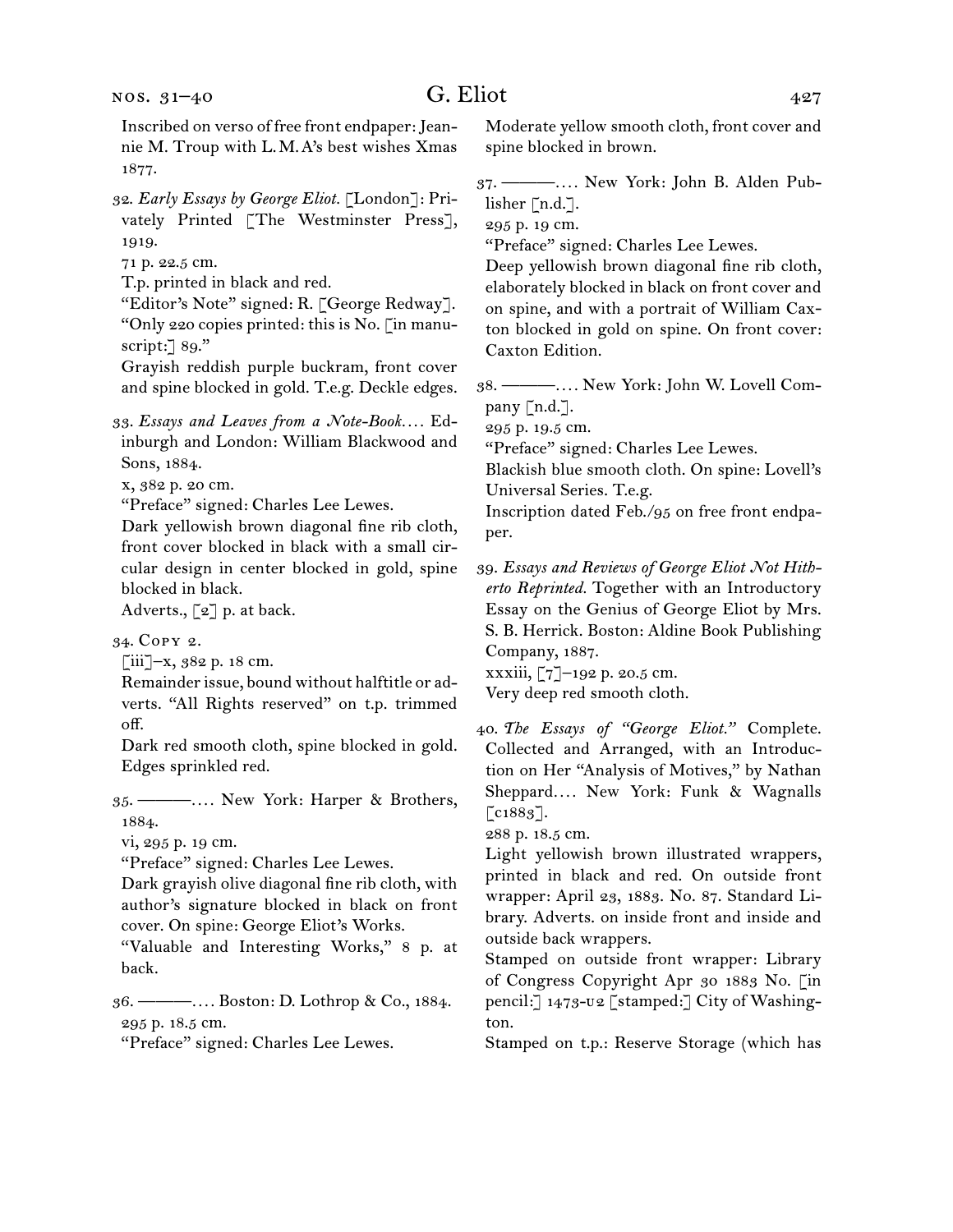Inscribed on verso of free front endpaper: Jeannie M. Troup with L.M.A's best wishes Xmas 1877.

32. *Early Essays by George Eliot.* [London]: Privately Printed [The Westminster Press], 1919.
71 p. 22.5 cm.
T.p. printed in black and red.
"Editor's Note" signed: R. [George Redway].
"Only 220 copies printed: this is No. [in manuscript:] 89."
Grayish reddish purple buckram, front cover and spine blocked in gold. T.e.g. Deckle edges.

33. *Essays and Leaves from a Note-Book.*... Edinburgh and London: William Blackwood and Sons, 1884.
x, 382 p. 20 cm.
"Preface" signed: Charles Lee Lewes.
Dark yellowish brown diagonal fine rib cloth, front cover blocked in black with a small circular design in center blocked in gold, spine blocked in black.
Adverts., [2] p. at back.

34. Copy 2.
[iii]–x, 382 p. 18 cm.
Remainder issue, bound without halftitle or adverts. "All Rights reserved" on t.p. trimmed off.
Dark red smooth cloth, spine blocked in gold. Edges sprinkled red.

35. ———.... New York: Harper & Brothers, 1884.
vi, 295 p. 19 cm.
"Preface" signed: Charles Lee Lewes.
Dark grayish olive diagonal fine rib cloth, with author's signature blocked in black on front cover. On spine: George Eliot's Works.
"Valuable and Interesting Works," 8 p. at back.

36. ———.... Boston: D. Lothrop & Co., 1884.
295 p. 18.5 cm.
"Preface" signed: Charles Lee Lewes.
Moderate yellow smooth cloth, front cover and spine blocked in brown.

37. ———.... New York: John B. Alden Publisher [n.d.].
295 p. 19 cm.
"Preface" signed: Charles Lee Lewes.
Deep yellowish brown diagonal fine rib cloth, elaborately blocked in black on front cover and on spine, and with a portrait of William Caxton blocked in gold on spine. On front cover: Caxton Edition.

38. ———.... New York: John W. Lovell Company [n.d.].
295 p. 19.5 cm.
"Preface" signed: Charles Lee Lewes.
Blackish blue smooth cloth. On spine: Lovell's Universal Series. T.e.g.
Inscription dated Feb./95 on free front endpaper.

39. *Essays and Reviews of George Eliot Not Hitherto Reprinted.* Together with an Introductory Essay on the Genius of George Eliot by Mrs. S. B. Herrick. Boston: Aldine Book Publishing Company, 1887.
xxxiii, [7]–192 p. 20.5 cm.
Very deep red smooth cloth.

40. *The Essays of "George Eliot."* Complete. Collected and Arranged, with an Introduction on Her "Analysis of Motives," by Nathan Sheppard.... New York: Funk & Wagnalls [c1883].
288 p. 18.5 cm.
Light yellowish brown illustrated wrappers, printed in black and red. On outside front wrapper: April 23, 1883. No. 87. Standard Library. Adverts. on inside front and inside and outside back wrappers.
Stamped on outside front wrapper: Library of Congress Copyright Apr 30 1883 No. [in pencil:] 1473-u2 [stamped:] City of Washington.
Stamped on t.p.: Reserve Storage (which has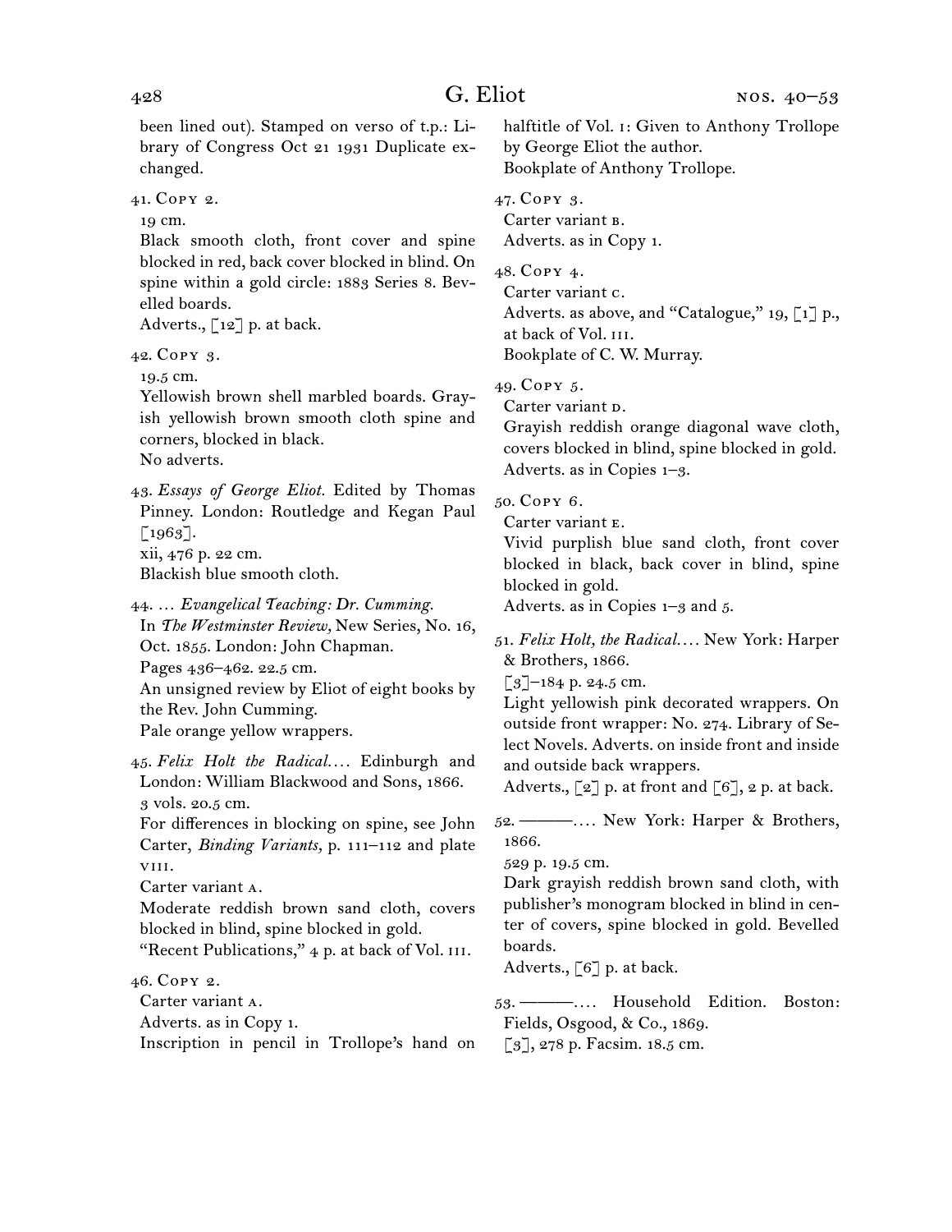been lined out). Stamped on verso of t.p.: Library of Congress Oct 21 1931 Duplicate exchanged.

41. Copy 2.
19 cm.
Black smooth cloth, front cover and spine blocked in red, back cover blocked in blind. On spine within a gold circle: 1883 Series 8. Bevelled boards.
Adverts., [12] p. at back.

42. Copy 3.
19.5 cm.
Yellowish brown shell marbled boards. Grayish yellowish brown smooth cloth spine and corners, blocked in black.
No adverts.

43. *Essays of George Eliot.* Edited by Thomas Pinney. London: Routledge and Kegan Paul [1963].
xii, 476 p. 22 cm.
Blackish blue smooth cloth.

44. … *Evangelical Teaching: Dr. Cumming.*
In *The Westminster Review*, New Series, No. 16, Oct. 1855. London: John Chapman.
Pages 436–462. 22.5 cm.
An unsigned review by Eliot of eight books by the Rev. John Cumming.
Pale orange yellow wrappers.

45. *Felix Holt the Radical.…* Edinburgh and London: William Blackwood and Sons, 1866.
3 vols. 20.5 cm.
For differences in blocking on spine, see John Carter, *Binding Variants,* p. 111–112 and plate VIII.
Carter variant A.
Moderate reddish brown sand cloth, covers blocked in blind, spine blocked in gold.
"Recent Publications," 4 p. at back of Vol. III.

46. Copy 2.
Carter variant A.
Adverts. as in Copy 1.
Inscription in pencil in Trollope's hand on halftitle of Vol. I: Given to Anthony Trollope by George Eliot the author.
Bookplate of Anthony Trollope.

47. Copy 3.
Carter variant B.
Adverts. as in Copy 1.

48. Copy 4.
Carter variant C.
Adverts. as above, and "Catalogue," 19, [1] p., at back of Vol. III.
Bookplate of C. W. Murray.

49. Copy 5.
Carter variant D.
Grayish reddish orange diagonal wave cloth, covers blocked in blind, spine blocked in gold.
Adverts. as in Copies 1–3.

50. Copy 6.
Carter variant E.
Vivid purplish blue sand cloth, front cover blocked in black, back cover in blind, spine blocked in gold.
Adverts. as in Copies 1–3 and 5.

51. *Felix Holt, the Radical.…* New York: Harper & Brothers, 1866.
[3]–184 p. 24.5 cm.
Light yellowish pink decorated wrappers. On outside front wrapper: No. 274. Library of Select Novels. Adverts. on inside front and inside and outside back wrappers.
Adverts., [2] p. at front and [6], 2 p. at back.

52. ———.… New York: Harper & Brothers, 1866.
529 p. 19.5 cm.
Dark grayish reddish brown sand cloth, with publisher's monogram blocked in blind in center of covers, spine blocked in gold. Bevelled boards.
Adverts., [6] p. at back.

53. ———.… Household Edition. Boston: Fields, Osgood, & Co., 1869.
[3], 278 p. Facsim. 18.5 cm.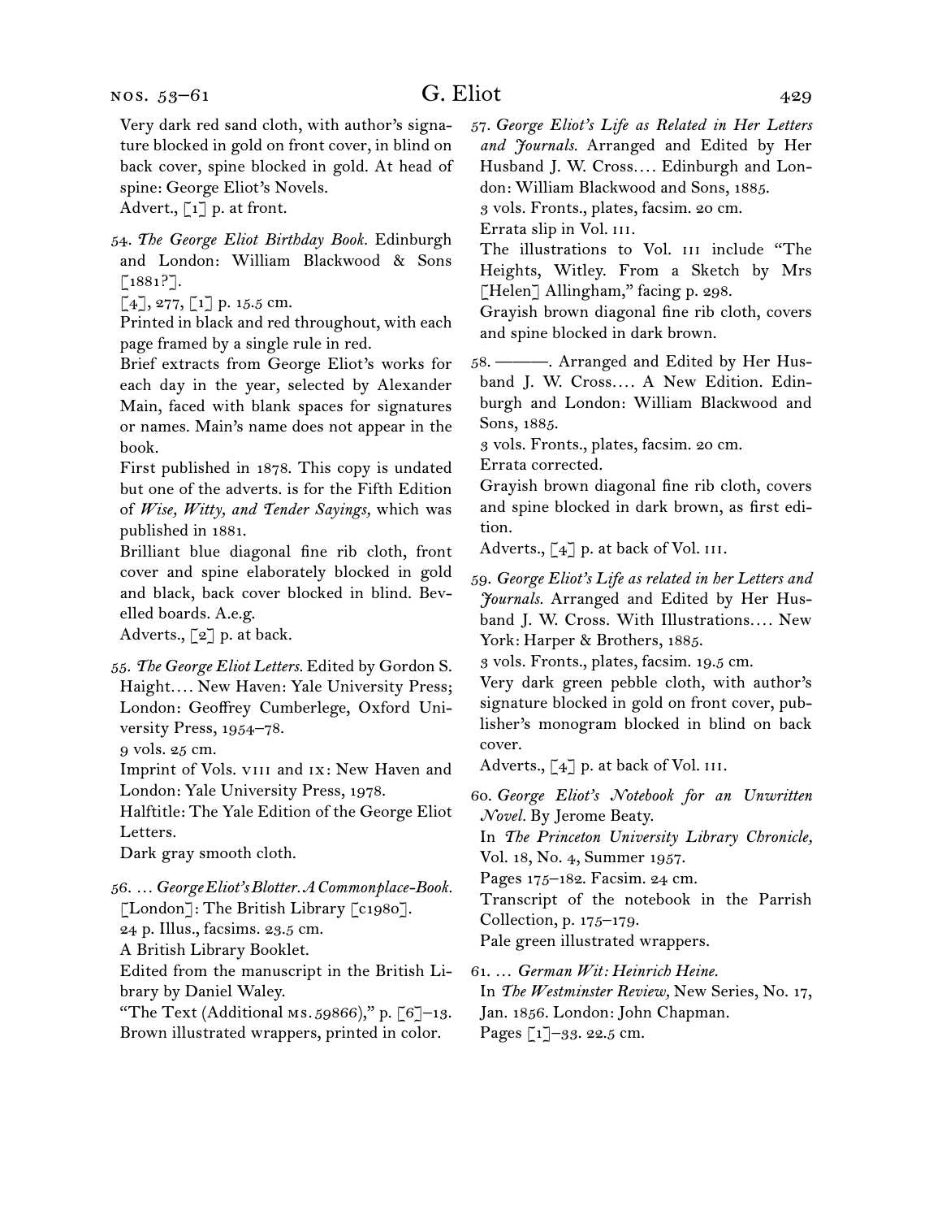Very dark red sand cloth, with author's signature blocked in gold on front cover, in blind on back cover, spine blocked in gold. At head of spine: George Eliot's Novels.
Advert., [1] p. at front.

54. *The George Eliot Birthday Book.* Edinburgh and London: William Blackwood & Sons [1881?].
[4], 277, [1] p. 15.5 cm.
Printed in black and red throughout, with each page framed by a single rule in red.
Brief extracts from George Eliot's works for each day in the year, selected by Alexander Main, faced with blank spaces for signatures or names. Main's name does not appear in the book.
First published in 1878. This copy is undated but one of the adverts. is for the Fifth Edition of *Wise, Witty, and Tender Sayings,* which was published in 1881.
Brilliant blue diagonal fine rib cloth, front cover and spine elaborately blocked in gold and black, back cover blocked in blind. Bevelled boards. A.e.g.
Adverts., [2] p. at back.

55. *The George Eliot Letters.* Edited by Gordon S. Haight.… New Haven: Yale University Press; London: Geoffrey Cumberlege, Oxford University Press, 1954–78.
9 vols. 25 cm.
Imprint of Vols. VIII and IX: New Haven and London: Yale University Press, 1978.
Halftitle: The Yale Edition of the George Eliot Letters.
Dark gray smooth cloth.

56. … *George Eliot's Blotter. A Commonplace-Book.* [London]: The British Library [c1980].
24 p. Illus., facsims. 23.5 cm.
A British Library Booklet.
Edited from the manuscript in the British Library by Daniel Waley.
"The Text (Additional MS. 59866)," p. [6]–13.
Brown illustrated wrappers, printed in color.

57. *George Eliot's Life as Related in Her Letters and Journals.* Arranged and Edited by Her Husband J. W. Cross.… Edinburgh and London: William Blackwood and Sons, 1885.
3 vols. Fronts., plates, facsim. 20 cm.
Errata slip in Vol. III.
The illustrations to Vol. III include "The Heights, Witley. From a Sketch by Mrs [Helen] Allingham," facing p. 298.
Grayish brown diagonal fine rib cloth, covers and spine blocked in dark brown.

58. ———. Arranged and Edited by Her Husband J. W. Cross.… A New Edition. Edinburgh and London: William Blackwood and Sons, 1885.
3 vols. Fronts., plates, facsim. 20 cm.
Errata corrected.
Grayish brown diagonal fine rib cloth, covers and spine blocked in dark brown, as first edition.
Adverts., [4] p. at back of Vol. III.

59. *George Eliot's Life as related in her Letters and Journals.* Arranged and Edited by Her Husband J. W. Cross. With Illustrations.… New York: Harper & Brothers, 1885.
3 vols. Fronts., plates, facsim. 19.5 cm.
Very dark green pebble cloth, with author's signature blocked in gold on front cover, publisher's monogram blocked in blind on back cover.
Adverts., [4] p. at back of Vol. III.

60. *George Eliot's Notebook for an Unwritten Novel.* By Jerome Beaty.
In *The Princeton University Library Chronicle,* Vol. 18, No. 4, Summer 1957.
Pages 175–182. Facsim. 24 cm.
Transcript of the notebook in the Parrish Collection, p. 175–179.
Pale green illustrated wrappers.

61. … *German Wit: Heinrich Heine.*
In *The Westminster Review,* New Series, No. 17, Jan. 1856. London: John Chapman.
Pages [1]–33. 22.5 cm.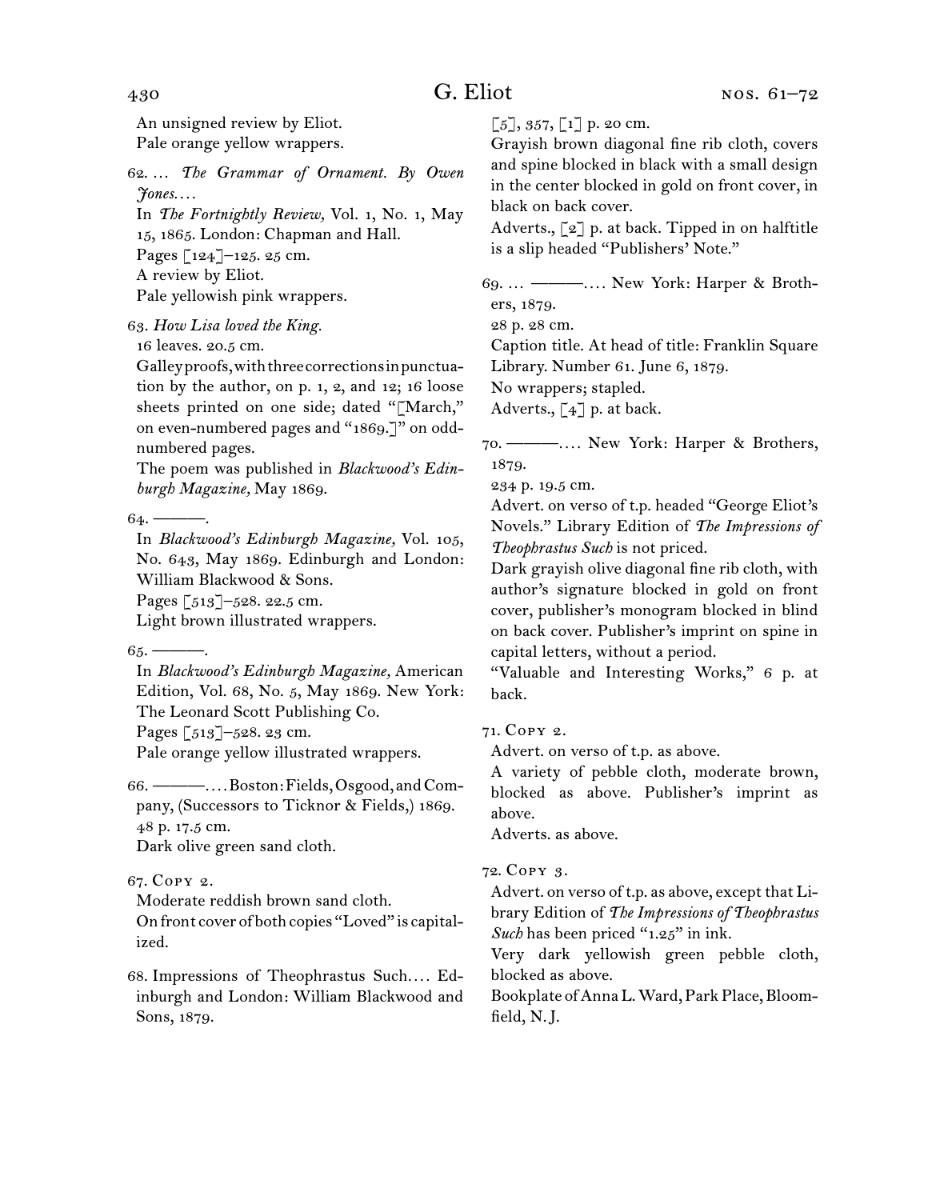An unsigned review by Eliot.
Pale orange yellow wrappers.

62. … *The Grammar of Ornament. By Owen Jones.…*
In *The Fortnightly Review,* Vol. 1, No. 1, May 15, 1865. London: Chapman and Hall.
Pages [124]–125. 25 cm.
A review by Eliot.
Pale yellowish pink wrappers.

63. *How Lisa loved the King.*
16 leaves. 20.5 cm.
Galley proofs, with three corrections in punctuation by the author, on p. 1, 2, and 12; 16 loose sheets printed on one side; dated "[March," on even-numbered pages and "1869.]" on odd-numbered pages.
The poem was published in *Blackwood's Edinburgh Magazine,* May 1869.

64. ———.
In *Blackwood's Edinburgh Magazine,* Vol. 105, No. 643, May 1869. Edinburgh and London: William Blackwood & Sons.
Pages [513]–528. 22.5 cm.
Light brown illustrated wrappers.

65. ———.
In *Blackwood's Edinburgh Magazine,* American Edition, Vol. 68, No. 5, May 1869. New York: The Leonard Scott Publishing Co.
Pages [513]–528. 23 cm.
Pale orange yellow illustrated wrappers.

66. ———.… Boston: Fields, Osgood, and Company, (Successors to Ticknor & Fields,) 1869.
48 p. 17.5 cm.
Dark olive green sand cloth.

67. Copy 2.
Moderate reddish brown sand cloth.
On front cover of both copies "Loved" is capitalized.

68. Impressions of Theophrastus Such.… Edinburgh and London: William Blackwood and Sons, 1879.
[5], 357, [1] p. 20 cm.
Grayish brown diagonal fine rib cloth, covers and spine blocked in black with a small design in the center blocked in gold on front cover, in black on back cover.
Adverts., [2] p. at back. Tipped in on halftitle is a slip headed "Publishers' Note."

69. … ———.… New York: Harper & Brothers, 1879.
28 p. 28 cm.
Caption title. At head of title: Franklin Square Library. Number 61. June 6, 1879.
No wrappers; stapled.
Adverts., [4] p. at back.

70. ———.… New York: Harper & Brothers, 1879.
234 p. 19.5 cm.
Advert. on verso of t.p. headed "George Eliot's Novels." Library Edition of *The Impressions of Theophrastus Such* is not priced.
Dark grayish olive diagonal fine rib cloth, with author's signature blocked in gold on front cover, publisher's monogram blocked in blind on back cover. Publisher's imprint on spine in capital letters, without a period.
"Valuable and Interesting Works," 6 p. at back.

71. Copy 2.
Advert. on verso of t.p. as above.
A variety of pebble cloth, moderate brown, blocked as above. Publisher's imprint as above.
Adverts. as above.

72. Copy 3.
Advert. on verso of t.p. as above, except that Library Edition of *The Impressions of Theophrastus Such* has been priced "1.25" in ink.
Very dark yellowish green pebble cloth, blocked as above.
Bookplate of Anna L. Ward, Park Place, Bloomfield, N.J.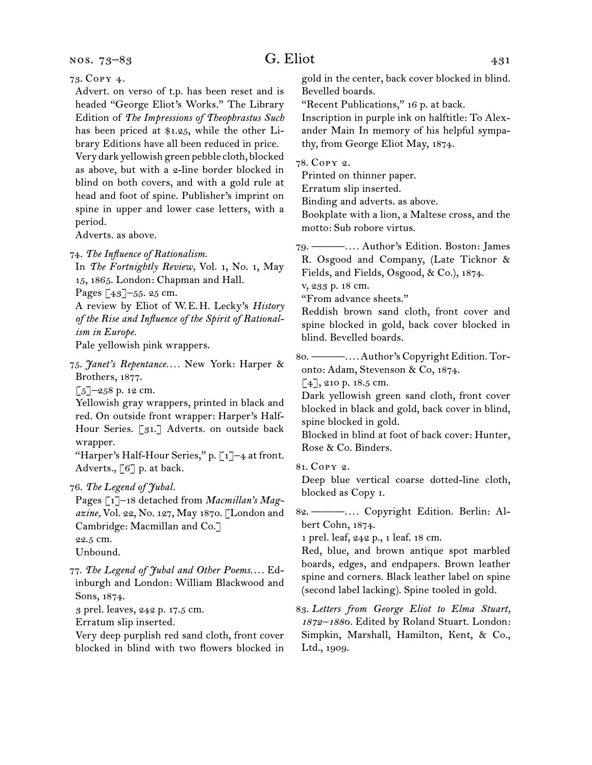73. Copy 4.

Advert. on verso of t.p. has been reset and is headed “George Eliot’s Works.” The Library Edition of *The Impressions of Theophrastus Such* has been priced at $1.25, while the other Library Editions have all been reduced in price.

Very dark yellowish green pebble cloth, blocked as above, but with a 2-line border blocked in blind on both covers, and with a gold rule at head and foot of spine. Publisher’s imprint on spine in upper and lower case letters, with a period.

Adverts. as above.

74. *The Influence of Rationalism.*

In *The Fortnightly Review,* Vol. 1, No. 1, May 15, 1865. London: Chapman and Hall.

Pages [43]–55. 25 cm.

A review by Eliot of W.E.H. Lecky’s *History of the Rise and Influence of the Spirit of Rationalism in Europe.*

Pale yellowish pink wrappers.

75. *Janet’s Repentance.*… New York: Harper & Brothers, 1877.

[5]–258 p. 12 cm.

Yellowish gray wrappers, printed in black and red. On outside front wrapper: Harper’s Half-Hour Series. [31.] Adverts. on outside back wrapper.

“Harper’s Half-Hour Series,” p. [1]–4 at front. Adverts., [6] p. at back.

76. *The Legend of Jubal.*

Pages [1]–18 detached from *Macmillan’s Magazine,* Vol. 22, No. 127, May 1870. [London and Cambridge: Macmillan and Co.]

22.5 cm.

Unbound.

77. *The Legend of Jubal and Other Poems.*… Edinburgh and London: William Blackwood and Sons, 1874.

3 prel. leaves, 242 p. 17.5 cm.

Erratum slip inserted.

Very deep purplish red sand cloth, front cover blocked in blind with two flowers blocked in gold in the center, back cover blocked in blind. Bevelled boards.

“Recent Publications,” 16 p. at back.

Inscription in purple ink on halftitle: To Alexander Main In memory of his helpful sympathy, from George Eliot May, 1874.

78. Copy 2.

Printed on thinner paper.

Erratum slip inserted.

Binding and adverts. as above.

Bookplate with a lion, a Maltese cross, and the motto: Sub robore virtus.

79. ———.… Author’s Edition. Boston: James R. Osgood and Company, (Late Ticknor & Fields, and Fields, Osgood, & Co.), 1874.

v, 233 p. 18 cm.

“From advance sheets.”

Reddish brown sand cloth, front cover and spine blocked in gold, back cover blocked in blind. Bevelled boards.

80. ———.… Author’s Copyright Edition. Toronto: Adam, Stevenson & Co, 1874.

[4], 210 p. 18.5 cm.

Dark yellowish green sand cloth, front cover blocked in black and gold, back cover in blind, spine blocked in gold.

Blocked in blind at foot of back cover: Hunter, Rose & Co. Binders.

81. Copy 2.

Deep blue vertical coarse dotted-line cloth, blocked as Copy 1.

82. ———.… Copyright Edition. Berlin: Albert Cohn, 1874.

1 prel. leaf, 242 p., 1 leaf. 18 cm.

Red, blue, and brown antique spot marbled boards, edges, and endpapers. Brown leather spine and corners. Black leather label on spine (second label lacking). Spine tooled in gold.

83. *Letters from George Eliot to Elma Stuart, 1872–1880.* Edited by Roland Stuart. London: Simpkin, Marshall, Hamilton, Kent, & Co., Ltd., 1909.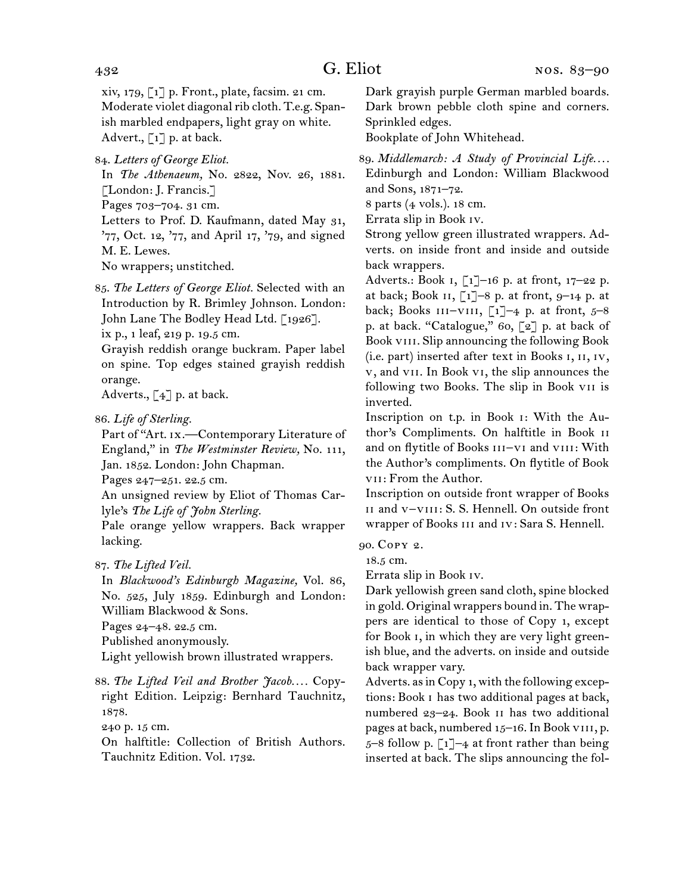xiv, 179, [1] p. Front., plate, facsim. 21 cm.
Moderate violet diagonal rib cloth. T.e.g. Spanish marbled endpapers, light gray on white.
Advert., [1] p. at back.

84. *Letters of George Eliot.*
In *The Athenaeum,* No. 2822, Nov. 26, 1881. [London: J. Francis.]
Pages 703–704. 31 cm.
Letters to Prof. D. Kaufmann, dated May 31, '77, Oct. 12, '77, and April 17, '79, and signed M. E. Lewes.
No wrappers; unstitched.

85. *The Letters of George Eliot.* Selected with an Introduction by R. Brimley Johnson. London: John Lane The Bodley Head Ltd. [1926].
ix p., 1 leaf, 219 p. 19.5 cm.
Grayish reddish orange buckram. Paper label on spine. Top edges stained grayish reddish orange.
Adverts., [4] p. at back.

86. *Life of Sterling.*
Part of "Art. ix.—Contemporary Literature of England," in *The Westminster Review,* No. 111, Jan. 1852. London: John Chapman.
Pages 247–251. 22.5 cm.
An unsigned review by Eliot of Thomas Carlyle's *The Life of John Sterling.*
Pale orange yellow wrappers. Back wrapper lacking.

87. *The Lifted Veil.*
In *Blackwood's Edinburgh Magazine,* Vol. 86, No. 525, July 1859. Edinburgh and London: William Blackwood & Sons.
Pages 24–48. 22.5 cm.
Published anonymously.
Light yellowish brown illustrated wrappers.

88. *The Lifted Veil and Brother Jacob....* Copyright Edition. Leipzig: Bernhard Tauchnitz, 1878.
240 p. 15 cm.
On halftitle: Collection of British Authors. Tauchnitz Edition. Vol. 1732.
Dark grayish purple German marbled boards. Dark brown pebble cloth spine and corners. Sprinkled edges.
Bookplate of John Whitehead.

89. *Middlemarch: A Study of Provincial Life....* Edinburgh and London: William Blackwood and Sons, 1871–72.
8 parts (4 vols.). 18 cm.
Errata slip in Book iv.
Strong yellow green illustrated wrappers. Adverts. on inside front and inside and outside back wrappers.
Adverts.: Book i, [1]–16 p. at front, 17–22 p. at back; Book ii, [1]–8 p. at front, 9–14 p. at back; Books iii–viii, [1]–4 p. at front, 5–8 p. at back. "Catalogue," 60, [2] p. at back of Book viii. Slip announcing the following Book (i.e. part) inserted after text in Books i, ii, iv, v, and vii. In Book vi, the slip announces the following two Books. The slip in Book vii is inverted.
Inscription on t.p. in Book i: With the Author's Compliments. On halftitle in Book ii and on flytitle of Books iii–vi and viii: With the Author's compliments. On flytitle of Book vii: From the Author.
Inscription on outside front wrapper of Books ii and v–viii: S. S. Hennell. On outside front wrapper of Books iii and iv: Sara S. Hennell.

90. Copy 2.
18.5 cm.
Errata slip in Book iv.
Dark yellowish green sand cloth, spine blocked in gold. Original wrappers bound in. The wrappers are identical to those of Copy 1, except for Book i, in which they are very light greenish blue, and the adverts. on inside and outside back wrapper vary.
Adverts. as in Copy 1, with the following exceptions: Book i has two additional pages at back, numbered 23–24. Book ii has two additional pages at back, numbered 15–16. In Book viii, p. 5–8 follow p. [1]–4 at front rather than being inserted at back. The slips announcing the fol-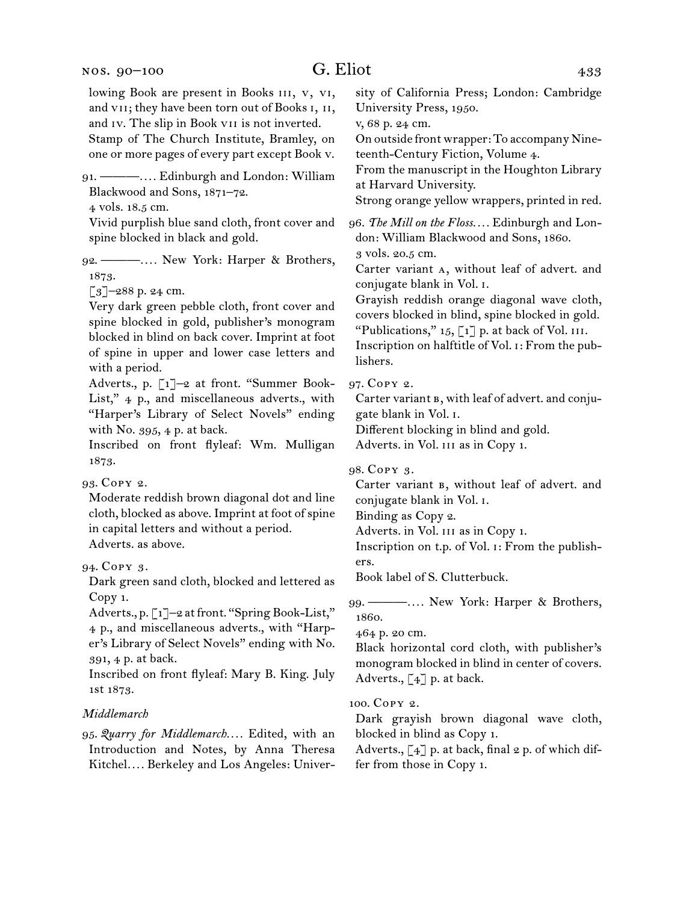lowing Book are present in Books iii, v, vi, and vii; they have been torn out of Books i, ii, and iv. The slip in Book vii is not inverted.
Stamp of The Church Institute, Bramley, on one or more pages of every part except Book v.

91. ———. . . . Edinburgh and London: William Blackwood and Sons, 1871–72.
4 vols. 18.5 cm.
Vivid purplish blue sand cloth, front cover and spine blocked in black and gold.

92. ———. . . . New York: Harper & Brothers, 1873.
[3]–288 p. 24 cm.
Very dark green pebble cloth, front cover and spine blocked in gold, publisher's monogram blocked in blind on back cover. Imprint at foot of spine in upper and lower case letters and with a period.
Adverts., p. [1]–2 at front. "Summer Book-List," 4 p., and miscellaneous adverts., with "Harper's Library of Select Novels" ending with No. 395, 4 p. at back.
Inscribed on front flyleaf: Wm. Mulligan 1873.

93. Copy 2.
Moderate reddish brown diagonal dot and line cloth, blocked as above. Imprint at foot of spine in capital letters and without a period.
Adverts. as above.

94. Copy 3.
Dark green sand cloth, blocked and lettered as Copy 1.
Adverts., p. [1]–2 at front. "Spring Book-List," 4 p., and miscellaneous adverts., with "Harper's Library of Select Novels" ending with No. 391, 4 p. at back.
Inscribed on front flyleaf: Mary B. King. July 1st 1873.

*Middlemarch*

95. *Quarry for Middlemarch*. . . . Edited, with an Introduction and Notes, by Anna Theresa Kitchel. . . . Berkeley and Los Angeles: University of California Press; London: Cambridge University Press, 1950.
v, 68 p. 24 cm.
On outside front wrapper: To accompany Nineteenth-Century Fiction, Volume 4.
From the manuscript in the Houghton Library at Harvard University.
Strong orange yellow wrappers, printed in red.

96. *The Mill on the Floss*. . . . Edinburgh and London: William Blackwood and Sons, 1860.
3 vols. 20.5 cm.
Carter variant a, without leaf of advert. and conjugate blank in Vol. i.
Grayish reddish orange diagonal wave cloth, covers blocked in blind, spine blocked in gold.
"Publications," 15, [1] p. at back of Vol. iii.
Inscription on halftitle of Vol. i: From the publishers.

97. Copy 2.
Carter variant b, with leaf of advert. and conjugate blank in Vol. i.
Different blocking in blind and gold.
Adverts. in Vol. iii as in Copy 1.

98. Copy 3.
Carter variant b, without leaf of advert. and conjugate blank in Vol. i.
Binding as Copy 2.
Adverts. in Vol. iii as in Copy 1.
Inscription on t.p. of Vol. i: From the publishers.
Book label of S. Clutterbuck.

99. ———. . . . New York: Harper & Brothers, 1860.
464 p. 20 cm.
Black horizontal cord cloth, with publisher's monogram blocked in blind in center of covers.
Adverts., [4] p. at back.

100. Copy 2.
Dark grayish brown diagonal wave cloth, blocked in blind as Copy 1.
Adverts., [4] p. at back, final 2 p. of which differ from those in Copy 1.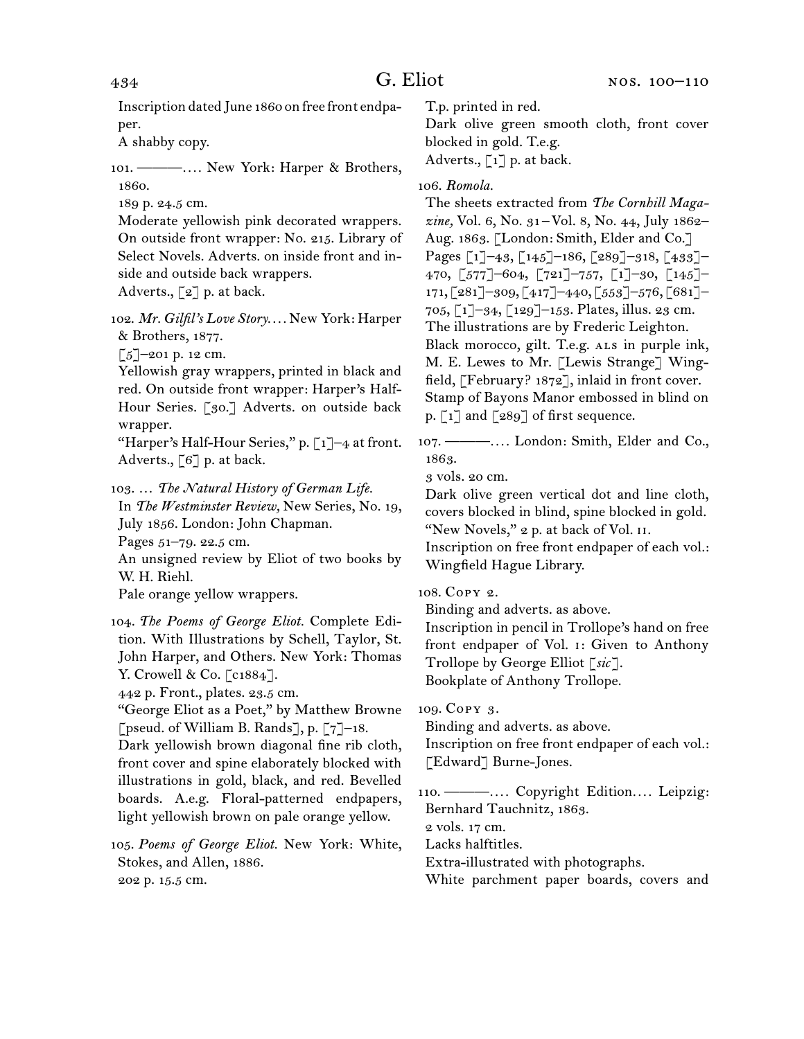Inscription dated June 1860 on free front endpaper.
A shabby copy.

101. ———.… New York: Harper & Brothers, 1860.
189 p. 24.5 cm.
Moderate yellowish pink decorated wrappers. On outside front wrapper: No. 215. Library of Select Novels. Adverts. on inside front and inside and outside back wrappers.
Adverts., [2] p. at back.

102. *Mr. Gilfil's Love Story.…* New York: Harper & Brothers, 1877.
[5]–201 p. 12 cm.
Yellowish gray wrappers, printed in black and red. On outside front wrapper: Harper's Half-Hour Series. [30.] Adverts. on outside back wrapper.
"Harper's Half-Hour Series," p. [1]–4 at front.
Adverts., [6] p. at back.

103. … *The Natural History of German Life.*
In *The Westminster Review,* New Series, No. 19, July 1856. London: John Chapman.
Pages 51–79. 22.5 cm.
An unsigned review by Eliot of two books by W. H. Riehl.
Pale orange yellow wrappers.

104. *The Poems of George Eliot.* Complete Edition. With Illustrations by Schell, Taylor, St. John Harper, and Others. New York: Thomas Y. Crowell & Co. [c1884].
442 p. Front., plates. 23.5 cm.
"George Eliot as a Poet," by Matthew Browne [pseud. of William B. Rands], p. [7]–18.
Dark yellowish brown diagonal fine rib cloth, front cover and spine elaborately blocked with illustrations in gold, black, and red. Bevelled boards. A.e.g. Floral-patterned endpapers, light yellowish brown on pale orange yellow.

105. *Poems of George Eliot.* New York: White, Stokes, and Allen, 1886.
202 p. 15.5 cm.
T.p. printed in red.
Dark olive green smooth cloth, front cover blocked in gold. T.e.g.
Adverts., [1] p. at back.

106. *Romola.*
The sheets extracted from *The Cornhill Magazine,* Vol. 6, No. 31 – Vol. 8, No. 44, July 1862–Aug. 1863. [London: Smith, Elder and Co.]
Pages [1]–43, [145]–186, [289]–318, [433]–470, [577]–604, [721]–757, [1]–30, [145]–171, [281]–309, [417]–440, [553]–576, [681]–705, [1]–34, [129]–153. Plates, illus. 23 cm.
The illustrations are by Frederic Leighton.
Black morocco, gilt. T.e.g. ALS in purple ink, M. E. Lewes to Mr. [Lewis Strange] Wingfield, [February? 1872], inlaid in front cover.
Stamp of Bayons Manor embossed in blind on p. [1] and [289] of first sequence.

107. ———.… London: Smith, Elder and Co., 1863.
3 vols. 20 cm.
Dark olive green vertical dot and line cloth, covers blocked in blind, spine blocked in gold.
"New Novels," 2 p. at back of Vol. II.
Inscription on free front endpaper of each vol.: Wingfield Hague Library.

108. Copy 2.
Binding and adverts. as above.
Inscription in pencil in Trollope's hand on free front endpaper of Vol. I: Given to Anthony Trollope by George Elliot [*sic*].
Bookplate of Anthony Trollope.

109. Copy 3.
Binding and adverts. as above.
Inscription on free front endpaper of each vol.: [Edward] Burne-Jones.

110. ———.… Copyright Edition.… Leipzig: Bernhard Tauchnitz, 1863.
2 vols. 17 cm.
Lacks halftitles.
Extra-illustrated with photographs.
White parchment paper boards, covers and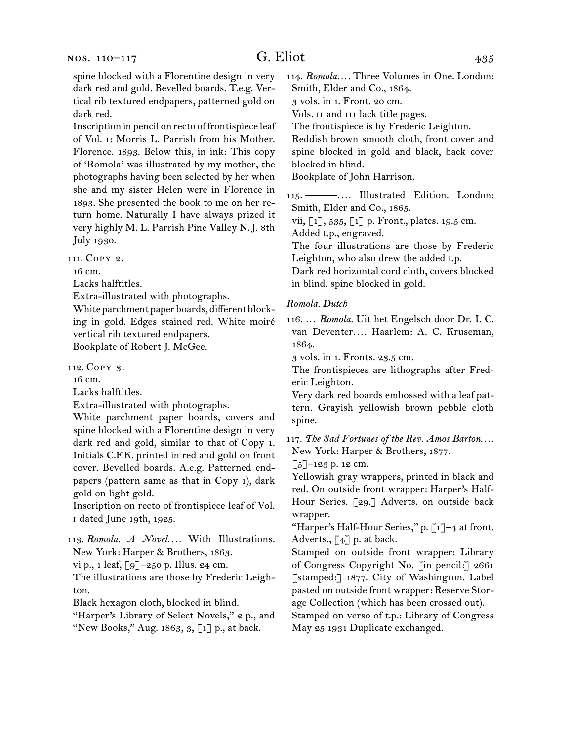spine blocked with a Florentine design in very dark red and gold. Bevelled boards. T.e.g. Vertical rib textured endpapers, patterned gold on dark red.

Inscription in pencil on recto of frontispiece leaf of Vol. I: Morris L. Parrish from his Mother. Florence. 1893. Below this, in ink: This copy of 'Romola' was illustrated by my mother, the photographs having been selected by her when she and my sister Helen were in Florence in 1893. She presented the book to me on her return home. Naturally I have always prized it very highly M. L. Parrish Pine Valley N. J. 8th July 1930.

111. Copy 2.
16 cm.
Lacks halftitles.
Extra-illustrated with photographs.
White parchment paper boards, different blocking in gold. Edges stained red. White moiré vertical rib textured endpapers.
Bookplate of Robert J. McGee.

112. Copy 3.
16 cm.
Lacks halftitles.
Extra-illustrated with photographs.
White parchment paper boards, covers and spine blocked with a Florentine design in very dark red and gold, similar to that of Copy 1. Initials C.F.K. printed in red and gold on front cover. Bevelled boards. A.e.g. Patterned endpapers (pattern same as that in Copy 1), dark gold on light gold.
Inscription on recto of frontispiece leaf of Vol. I dated June 19th, 1925.

113. *Romola. A Novel*.... With Illustrations. New York: Harper & Brothers, 1863.
vi p., 1 leaf, [9]–250 p. Illus. 24 cm.
The illustrations are those by Frederic Leighton.
Black hexagon cloth, blocked in blind.
"Harper's Library of Select Novels," 2 p., and "New Books," Aug. 1863, 3, [1] p., at back.

114. *Romola*.... Three Volumes in One. London: Smith, Elder and Co., 1864.
3 vols. in 1. Front. 20 cm.
Vols. II and III lack title pages.
The frontispiece is by Frederic Leighton.
Reddish brown smooth cloth, front cover and spine blocked in gold and black, back cover blocked in blind.
Bookplate of John Harrison.

115. ———.... Illustrated Edition. London: Smith, Elder and Co., 1865.
vii, [1], 535, [1] p. Front., plates. 19.5 cm.
Added t.p., engraved.
The four illustrations are those by Frederic Leighton, who also drew the added t.p.
Dark red horizontal cord cloth, covers blocked in blind, spine blocked in gold.

*Romola. Dutch*

116. ... *Romola*. Uit het Engelsch door Dr. I. C. van Deventer.... Haarlem: A. C. Kruseman, 1864.
3 vols. in 1. Fronts. 23.5 cm.
The frontispieces are lithographs after Frederic Leighton.
Very dark red boards embossed with a leaf pattern. Grayish yellowish brown pebble cloth spine.

117. *The Sad Fortunes of the Rev. Amos Barton*.... New York: Harper & Brothers, 1877.
[5]–123 p. 12 cm.
Yellowish gray wrappers, printed in black and red. On outside front wrapper: Harper's Half-Hour Series. [29.] Adverts. on outside back wrapper.
"Harper's Half-Hour Series," p. [1]–4 at front. Adverts., [4] p. at back.
Stamped on outside front wrapper: Library of Congress Copyright No. [in pencil:] 2661 [stamped:] 1877. City of Washington. Label pasted on outside front wrapper: Reserve Storage Collection (which has been crossed out).
Stamped on verso of t.p.: Library of Congress May 25 1931 Duplicate exchanged.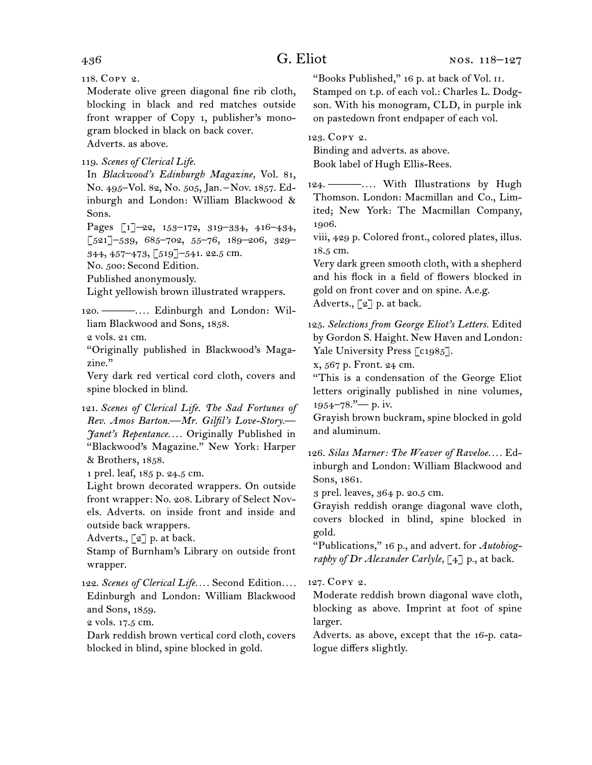118. Copy 2.

Moderate olive green diagonal fine rib cloth, blocking in black and red matches outside front wrapper of Copy 1, publisher's monogram blocked in black on back cover.

Adverts. as above.

119. *Scenes of Clerical Life.*

In *Blackwood's Edinburgh Magazine,* Vol. 81, No. 495–Vol. 82, No. 505, Jan.–Nov. 1857. Edinburgh and London: William Blackwood & Sons.

Pages [1]–22, 153–172, 319–334, 416–434, [521]–539, 685–702, 55–76, 189–206, 329–344, 457–473, [519]–541. 22.5 cm.

No. 500: Second Edition.

Published anonymously.

Light yellowish brown illustrated wrappers.

120. ———. . . . Edinburgh and London: William Blackwood and Sons, 1858.

2 vols. 21 cm.

"Originally published in Blackwood's Magazine."

Very dark red vertical cord cloth, covers and spine blocked in blind.

121. *Scenes of Clerical Life. The Sad Fortunes of Rev. Amos Barton.—Mr. Gilfil's Love-Story.—Janet's Repentance. . . .* Originally Published in "Blackwood's Magazine." New York: Harper & Brothers, 1858.

1 prel. leaf, 185 p. 24.5 cm.

Light brown decorated wrappers. On outside front wrapper: No. 208. Library of Select Novels. Adverts. on inside front and inside and outside back wrappers.

Adverts., [2] p. at back.

Stamp of Burnham's Library on outside front wrapper.

122. *Scenes of Clerical Life. . . .* Second Edition. . . . Edinburgh and London: William Blackwood and Sons, 1859.

2 vols. 17.5 cm.

Dark reddish brown vertical cord cloth, covers blocked in blind, spine blocked in gold.

"Books Published," 16 p. at back of Vol. ii.

Stamped on t.p. of each vol.: Charles L. Dodgson. With his monogram, CLD, in purple ink on pastedown front endpaper of each vol.

123. Copy 2.

Binding and adverts. as above.

Book label of Hugh Ellis-Rees.

124. ———. . . . With Illustrations by Hugh Thomson. London: Macmillan and Co., Limited; New York: The Macmillan Company, 1906.

viii, 429 p. Colored front., colored plates, illus. 18.5 cm.

Very dark green smooth cloth, with a shepherd and his flock in a field of flowers blocked in gold on front cover and on spine. A.e.g.

Adverts., [2] p. at back.

125. *Selections from George Eliot's Letters.* Edited by Gordon S. Haight. New Haven and London: Yale University Press [c1985].

x, 567 p. Front. 24 cm.

"This is a condensation of the George Eliot letters originally published in nine volumes, 1954–78."— p. iv.

Grayish brown buckram, spine blocked in gold and aluminum.

126. *Silas Marner: The Weaver of Raveloe. . . .* Edinburgh and London: William Blackwood and Sons, 1861.

3 prel. leaves, 364 p. 20.5 cm.

Grayish reddish orange diagonal wave cloth, covers blocked in blind, spine blocked in gold.

"Publications," 16 p., and advert. for *Autobiography of Dr Alexander Carlyle,* [4] p., at back.

127. Copy 2.

Moderate reddish brown diagonal wave cloth, blocking as above. Imprint at foot of spine larger.

Adverts. as above, except that the 16-p. catalogue differs slightly.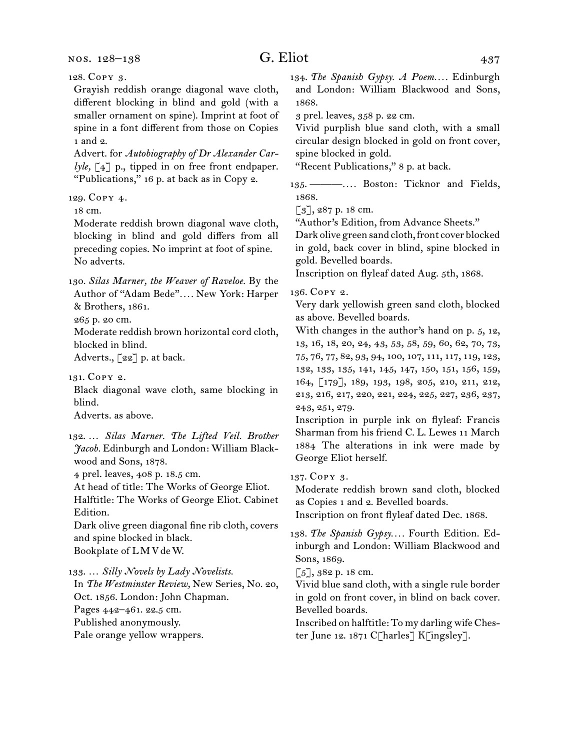128. Copy 3.
Grayish reddish orange diagonal wave cloth, different blocking in blind and gold (with a smaller ornament on spine). Imprint at foot of spine in a font different from those on Copies 1 and 2.
Advert. for *Autobiography of Dr Alexander Carlyle,* [4] p., tipped in on free front endpaper. "Publications," 16 p. at back as in Copy 2.

129. Copy 4.
18 cm.
Moderate reddish brown diagonal wave cloth, blocking in blind and gold differs from all preceding copies. No imprint at foot of spine. No adverts.

130. *Silas Marner, the Weaver of Raveloe.* By the Author of "Adam Bede"…. New York: Harper & Brothers, 1861.
265 p. 20 cm.
Moderate reddish brown horizontal cord cloth, blocked in blind.
Adverts., [22] p. at back.

131. Copy 2.
Black diagonal wave cloth, same blocking in blind.
Adverts. as above.

132. … *Silas Marner. The Lifted Veil. Brother Jacob.* Edinburgh and London: William Blackwood and Sons, 1878.
4 prel. leaves, 408 p. 18.5 cm.
At head of title: The Works of George Eliot.
Halftitle: The Works of George Eliot. Cabinet Edition.
Dark olive green diagonal fine rib cloth, covers and spine blocked in black.
Bookplate of L M V de W.

133. … *Silly Novels by Lady Novelists.*
In *The Westminster Review,* New Series, No. 20, Oct. 1856. London: John Chapman.
Pages 442–461. 22.5 cm.
Published anonymously.
Pale orange yellow wrappers.

134. *The Spanish Gypsy. A Poem.*… Edinburgh and London: William Blackwood and Sons, 1868.
3 prel. leaves, 358 p. 22 cm.
Vivid purplish blue sand cloth, with a small circular design blocked in gold on front cover, spine blocked in gold.
"Recent Publications," 8 p. at back.

135. ———…. Boston: Ticknor and Fields, 1868.
[3], 287 p. 18 cm.
"Author's Edition, from Advance Sheets."
Dark olive green sand cloth, front cover blocked in gold, back cover in blind, spine blocked in gold. Bevelled boards.
Inscription on flyleaf dated Aug. 5th, 1868.

136. Copy 2.
Very dark yellowish green sand cloth, blocked as above. Bevelled boards.
With changes in the author's hand on p. 5, 12, 13, 16, 18, 20, 24, 43, 53, 58, 59, 60, 62, 70, 73, 75, 76, 77, 82, 93, 94, 100, 107, 111, 117, 119, 123, 132, 133, 135, 141, 145, 147, 150, 151, 156, 159, 164, [179], 189, 193, 198, 205, 210, 211, 212, 213, 216, 217, 220, 221, 224, 225, 227, 236, 237, 243, 251, 279.
Inscription in purple ink on flyleaf: Francis Sharman from his friend C. L. Lewes 11 March 1884 The alterations in ink were made by George Eliot herself.

137. Copy 3.
Moderate reddish brown sand cloth, blocked as Copies 1 and 2. Bevelled boards.
Inscription on front flyleaf dated Dec. 1868.

138. *The Spanish Gypsy.*… Fourth Edition. Edinburgh and London: William Blackwood and Sons, 1869.
[5], 382 p. 18 cm.
Vivid blue sand cloth, with a single rule border in gold on front cover, in blind on back cover. Bevelled boards.
Inscribed on halftitle: To my darling wife Chester June 12. 1871 C[harles] K[ingsley].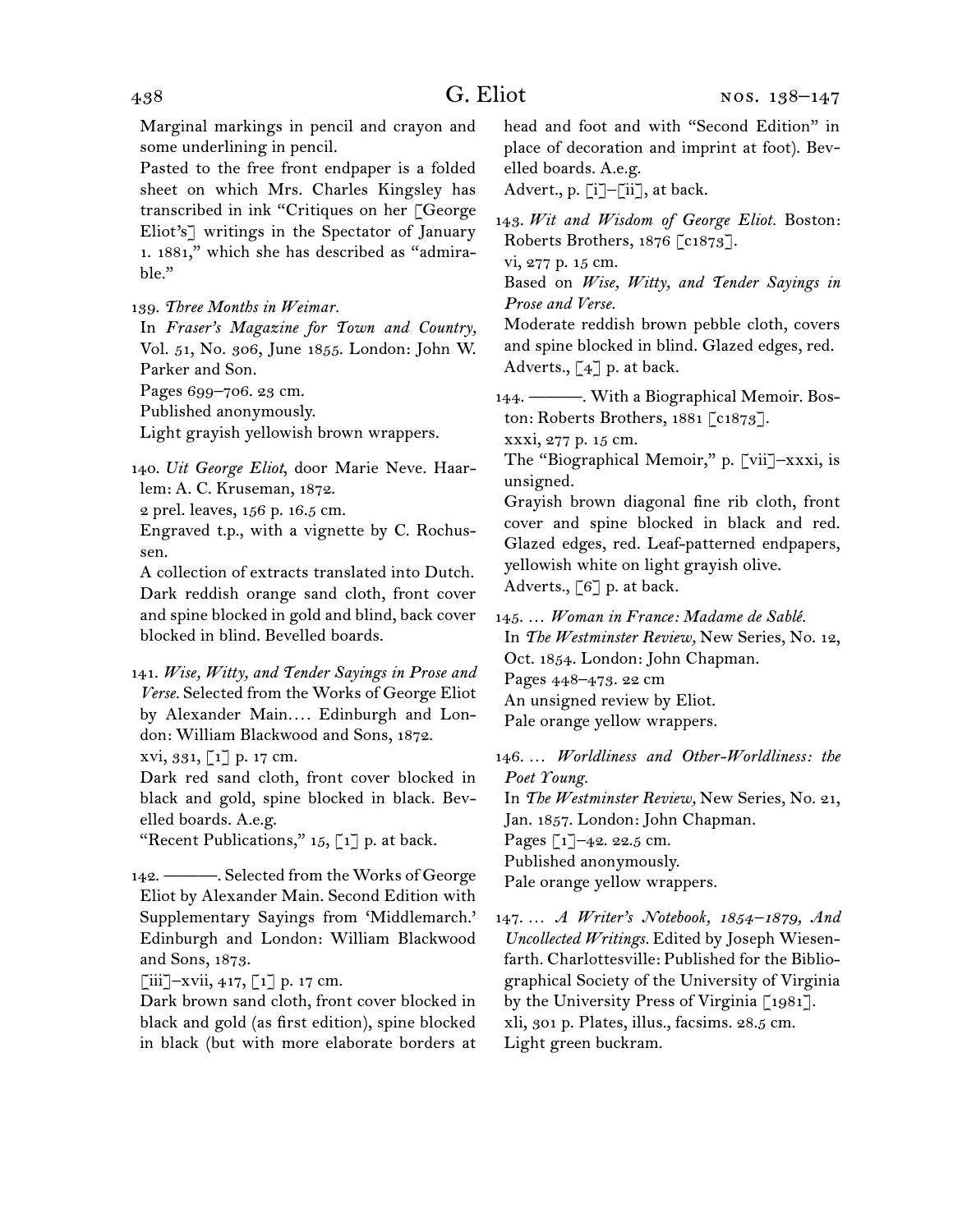Marginal markings in pencil and crayon and some underlining in pencil.

Pasted to the free front endpaper is a folded sheet on which Mrs. Charles Kingsley has transcribed in ink "Critiques on her [George Eliot's] writings in the Spectator of January 1. 1881," which she has described as "admirable."

139. *Three Months in Weimar.*
In *Fraser's Magazine for Town and Country,* Vol. 51, No. 306, June 1855. London: John W. Parker and Son.
Pages 699–706. 23 cm.
Published anonymously.
Light grayish yellowish brown wrappers.

140. *Uit George Eliot,* door Marie Neve. Haarlem: A. C. Kruseman, 1872.
2 prel. leaves, 156 p. 16.5 cm.
Engraved t.p., with a vignette by C. Rochussen.
A collection of extracts translated into Dutch.
Dark reddish orange sand cloth, front cover and spine blocked in gold and blind, back cover blocked in blind. Bevelled boards.

141. *Wise, Witty, and Tender Sayings in Prose and Verse.* Selected from the Works of George Eliot by Alexander Main.… Edinburgh and London: William Blackwood and Sons, 1872.
xvi, 331, [1] p. 17 cm.
Dark red sand cloth, front cover blocked in black and gold, spine blocked in black. Bevelled boards. A.e.g.
"Recent Publications," 15, [1] p. at back.

142. ———. Selected from the Works of George Eliot by Alexander Main. Second Edition with Supplementary Sayings from 'Middlemarch.' Edinburgh and London: William Blackwood and Sons, 1873.
[iii]–xvii, 417, [1] p. 17 cm.
Dark brown sand cloth, front cover blocked in black and gold (as first edition), spine blocked in black (but with more elaborate borders at head and foot and with "Second Edition" in place of decoration and imprint at foot). Bevelled boards. A.e.g.
Advert., p. [i]–[ii], at back.

143. *Wit and Wisdom of George Eliot.* Boston: Roberts Brothers, 1876 [c1873].
vi, 277 p. 15 cm.
Based on *Wise, Witty, and Tender Sayings in Prose and Verse.*
Moderate reddish brown pebble cloth, covers and spine blocked in blind. Glazed edges, red.
Adverts., [4] p. at back.

144. ———. With a Biographical Memoir. Boston: Roberts Brothers, 1881 [c1873].
xxxi, 277 p. 15 cm.
The "Biographical Memoir," p. [vii]–xxxi, is unsigned.
Grayish brown diagonal fine rib cloth, front cover and spine blocked in black and red. Glazed edges, red. Leaf-patterned endpapers, yellowish white on light grayish olive.
Adverts., [6] p. at back.

145. … *Woman in France: Madame de Sablé.*
In *The Westminster Review,* New Series, No. 12, Oct. 1854. London: John Chapman.
Pages 448–473. 22 cm
An unsigned review by Eliot.
Pale orange yellow wrappers.

146. … *Worldliness and Other-Worldliness: the Poet Young.*
In *The Westminster Review,* New Series, No. 21, Jan. 1857. London: John Chapman.
Pages [1]–42. 22.5 cm.
Published anonymously.
Pale orange yellow wrappers.

147. … *A Writer's Notebook, 1854–1879, And Uncollected Writings.* Edited by Joseph Wiesenfarth. Charlottesville: Published for the Bibliographical Society of the University of Virginia by the University Press of Virginia [1981].
xli, 301 p. Plates, illus., facsims. 28.5 cm.
Light green buckram.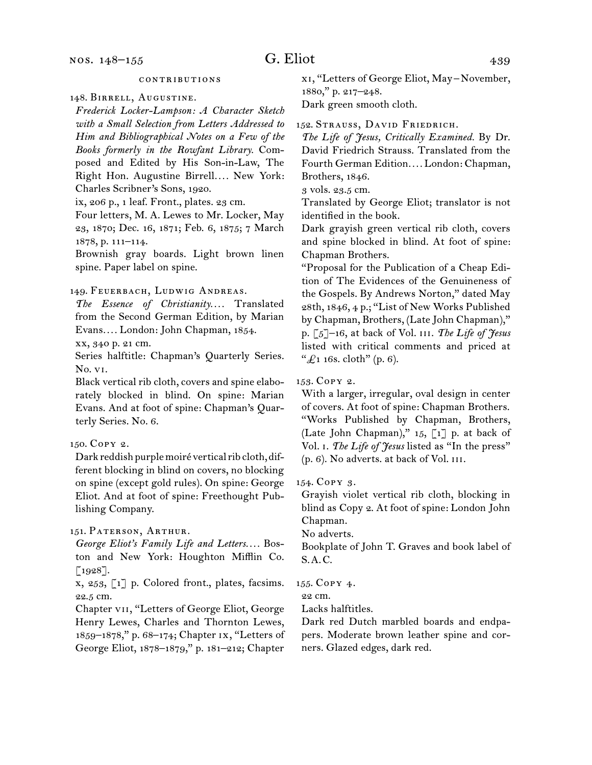## CONTRIBUTIONS

148. Birrell, Augustine.

*Frederick Locker-Lampson: A Character Sketch with a Small Selection from Letters Addressed to Him and Bibliographical Notes on a Few of the Books formerly in the Rowfant Library.* Composed and Edited by His Son-in-Law, The Right Hon. Augustine Birrell.... New York: Charles Scribner's Sons, 1920.

ix, 206 p., 1 leaf. Front., plates. 23 cm.

Four letters, M. A. Lewes to Mr. Locker, May 23, 1870; Dec. 16, 1871; Feb. 6, 1875; 7 March 1878, p. 111–114.

Brownish gray boards. Light brown linen spine. Paper label on spine.

149. Feuerbach, Ludwig Andreas.

*The Essence of Christianity....* Translated from the Second German Edition, by Marian Evans.... London: John Chapman, 1854.

xx, 340 p. 21 cm.

Series halftitle: Chapman's Quarterly Series. No. vi.

Black vertical rib cloth, covers and spine elaborately blocked in blind. On spine: Marian Evans. And at foot of spine: Chapman's Quarterly Series. No. 6.

150. Copy 2.

Dark reddish purple moiré vertical rib cloth, different blocking in blind on covers, no blocking on spine (except gold rules). On spine: George Eliot. And at foot of spine: Freethought Publishing Company.

151. Paterson, Arthur.

*George Eliot's Family Life and Letters....* Boston and New York: Houghton Mifflin Co. [1928].

x, 253, [1] p. Colored front., plates, facsims. 22.5 cm.

Chapter vii, "Letters of George Eliot, George Henry Lewes, Charles and Thornton Lewes, 1859–1878," p. 68–174; Chapter ix, "Letters of George Eliot, 1878–1879," p. 181–212; Chapter xi, "Letters of George Eliot, May–November, 1880," p. 217–248.

Dark green smooth cloth.

152. Strauss, David Friedrich.

*The Life of Jesus, Critically Examined.* By Dr. David Friedrich Strauss. Translated from the Fourth German Edition.... London: Chapman, Brothers, 1846.

3 vols. 23.5 cm.

Translated by George Eliot; translator is not identified in the book.

Dark grayish green vertical rib cloth, covers and spine blocked in blind. At foot of spine: Chapman Brothers.

"Proposal for the Publication of a Cheap Edition of The Evidences of the Genuineness of the Gospels. By Andrews Norton," dated May 28th, 1846, 4 p.; "List of New Works Published by Chapman, Brothers, (Late John Chapman)," p. [5]–16, at back of Vol. iii. *The Life of Jesus* listed with critical comments and priced at "£1 16s. cloth" (p. 6).

153. Copy 2.

With a larger, irregular, oval design in center of covers. At foot of spine: Chapman Brothers.

"Works Published by Chapman, Brothers, (Late John Chapman)," 15, [1] p. at back of Vol. i. *The Life of Jesus* listed as "In the press" (p. 6). No adverts. at back of Vol. iii.

154. Copy 3.

Grayish violet vertical rib cloth, blocking in blind as Copy 2. At foot of spine: London John Chapman.

No adverts.

Bookplate of John T. Graves and book label of S.A.C.

155. Copy 4.

22 cm.

Lacks halftitles.

Dark red Dutch marbled boards and endpapers. Moderate brown leather spine and corners. Glazed edges, dark red.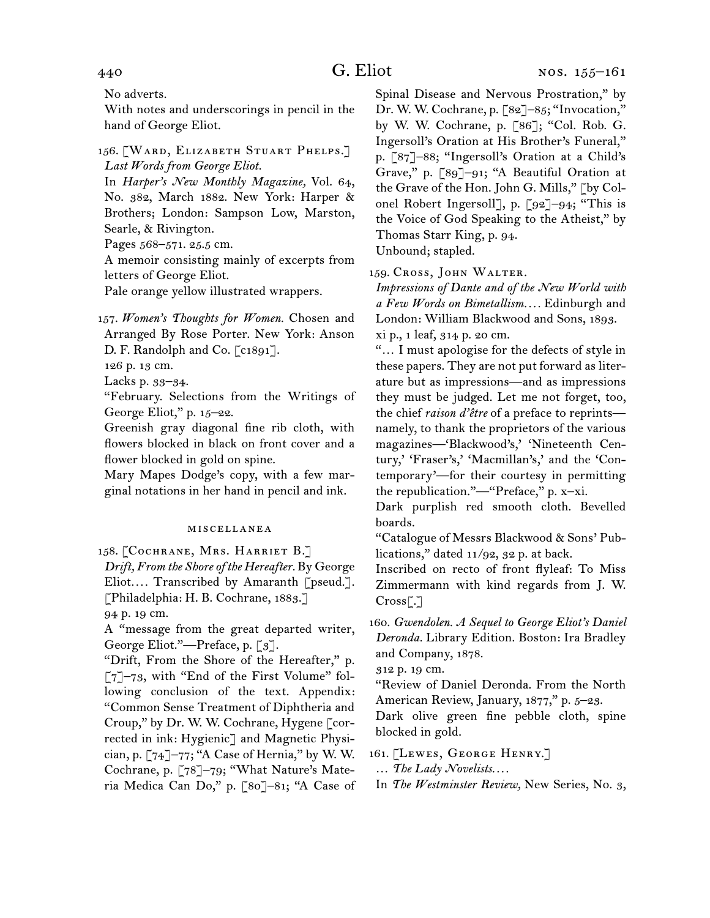No adverts.
With notes and underscorings in pencil in the hand of George Eliot.

156. [Ward, Elizabeth Stuart Phelps.]
*Last Words from George Eliot.*
In *Harper's New Monthly Magazine,* Vol. 64, No. 382, March 1882. New York: Harper & Brothers; London: Sampson Low, Marston, Searle, & Rivington.
Pages 568–571. 25.5 cm.
A memoir consisting mainly of excerpts from letters of George Eliot.
Pale orange yellow illustrated wrappers.

157. *Women's Thoughts for Women.* Chosen and Arranged By Rose Porter. New York: Anson D. F. Randolph and Co. [c1891].
126 p. 13 cm.
Lacks p. 33–34.
"February. Selections from the Writings of George Eliot," p. 15–22.
Greenish gray diagonal fine rib cloth, with flowers blocked in black on front cover and a flower blocked in gold on spine.
Mary Mapes Dodge's copy, with a few marginal notations in her hand in pencil and ink.

### miscellanea

158. [Cochrane, Mrs. Harriet B.]
*Drift, From the Shore of the Hereafter.* By George Eliot.... Transcribed by Amaranth [pseud.]. [Philadelphia: H. B. Cochrane, 1883.]
94 p. 19 cm.
A "message from the great departed writer, George Eliot."—Preface, p. [3].
"Drift, From the Shore of the Hereafter," p. [7]–73, with "End of the First Volume" following conclusion of the text. Appendix: "Common Sense Treatment of Diphtheria and Croup," by Dr. W. W. Cochrane, Hygene [corrected in ink: Hygienic] and Magnetic Physician, p. [74]–77; "A Case of Hernia," by W. W. Cochrane, p. [78]–79; "What Nature's Materia Medica Can Do," p. [80]–81; "A Case of Spinal Disease and Nervous Prostration," by Dr. W. W. Cochrane, p. [82]–85; "Invocation," by W. W. Cochrane, p. [86]; "Col. Rob. G. Ingersoll's Oration at His Brother's Funeral," p. [87]–88; "Ingersoll's Oration at a Child's Grave," p. [89]–91; "A Beautiful Oration at the Grave of the Hon. John G. Mills," [by Colonel Robert Ingersoll], p. [92]–94; "This is the Voice of God Speaking to the Atheist," by Thomas Starr King, p. 94.
Unbound; stapled.

159. Cross, John Walter.
*Impressions of Dante and of the New World with a Few Words on Bimetallism....* Edinburgh and London: William Blackwood and Sons, 1893.
xi p., 1 leaf, 314 p. 20 cm.
"... I must apologise for the defects of style in these papers. They are not put forward as literature but as impressions—and as impressions they must be judged. Let me not forget, too, the chief *raison d'être* of a preface to reprints—namely, to thank the proprietors of the various magazines—'Blackwood's,' 'Nineteenth Century,' 'Fraser's,' 'Macmillan's,' and the 'Contemporary'—for their courtesy in permitting the republication."—"Preface," p. x–xi.
Dark purplish red smooth cloth. Bevelled boards.
"Catalogue of Messrs Blackwood & Sons' Publications," dated 11/92, 32 p. at back.
Inscribed on recto of front flyleaf: To Miss Zimmermann with kind regards from J. W. Cross[.]

160. *Gwendolen. A Sequel to George Eliot's Daniel Deronda.* Library Edition. Boston: Ira Bradley and Company, 1878.
312 p. 19 cm.
"Review of Daniel Deronda. From the North American Review, January, 1877," p. 5–23.
Dark olive green fine pebble cloth, spine blocked in gold.

161. [Lewes, George Henry.]
... *The Lady Novelists....*
In *The Westminster Review,* New Series, No. 3,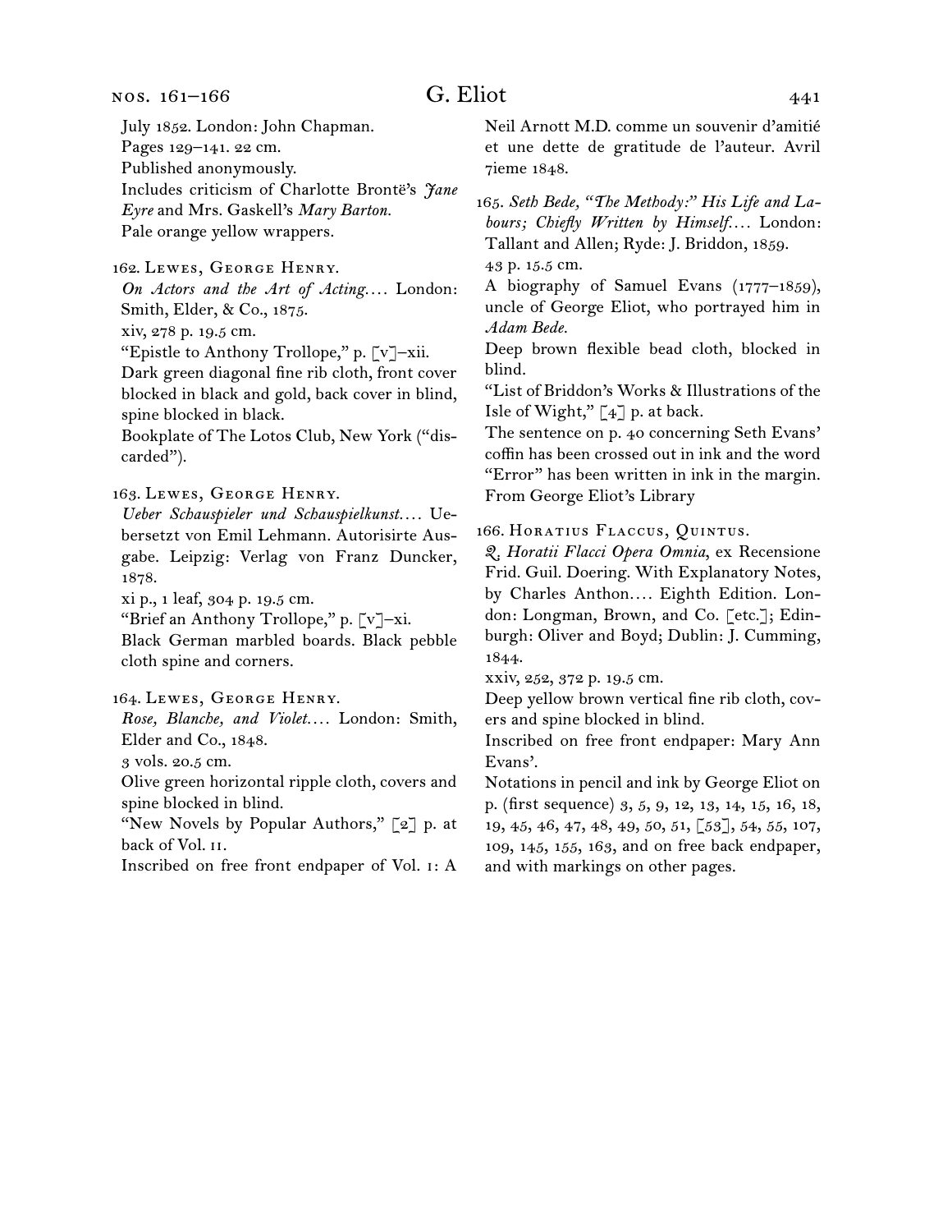July 1852. London: John Chapman.
Pages 129–141. 22 cm.
Published anonymously.
Includes criticism of Charlotte Brontë's *Jane Eyre* and Mrs. Gaskell's *Mary Barton.*
Pale orange yellow wrappers.

162. Lewes, George Henry.
*On Actors and the Art of Acting.*… London: Smith, Elder, & Co., 1875.
xiv, 278 p. 19.5 cm.
"Epistle to Anthony Trollope," p. [v]–xii.
Dark green diagonal fine rib cloth, front cover blocked in black and gold, back cover in blind, spine blocked in black.
Bookplate of The Lotos Club, New York ("discarded").

163. Lewes, George Henry.
*Ueber Schauspieler und Schauspielkunst.*… Uebersetzt von Emil Lehmann. Autorisirte Ausgabe. Leipzig: Verlag von Franz Duncker, 1878.
xi p., 1 leaf, 304 p. 19.5 cm.
"Brief an Anthony Trollope," p. [v]–xi.
Black German marbled boards. Black pebble cloth spine and corners.

164. Lewes, George Henry.
*Rose, Blanche, and Violet.*… London: Smith, Elder and Co., 1848.
3 vols. 20.5 cm.
Olive green horizontal ripple cloth, covers and spine blocked in blind.
"New Novels by Popular Authors," [2] p. at back of Vol. II.
Inscribed on free front endpaper of Vol. I: A Neil Arnott M.D. comme un souvenir d'amitié et une dette de gratitude de l'auteur. Avril 7ieme 1848.

165. *Seth Bede, "The Methody:" His Life and Labours; Chiefly Written by Himself.*… London: Tallant and Allen; Ryde: J. Briddon, 1859.
43 p. 15.5 cm.
A biography of Samuel Evans (1777–1859), uncle of George Eliot, who portrayed him in *Adam Bede.*
Deep brown flexible bead cloth, blocked in blind.
"List of Briddon's Works & Illustrations of the Isle of Wight," [4] p. at back.
The sentence on p. 40 concerning Seth Evans' coffin has been crossed out in ink and the word "Error" has been written in ink in the margin.
From George Eliot's Library

166. Horatius Flaccus, Quintus.
*Q. Horatii Flacci Opera Omnia*, ex Recensione Frid. Guil. Doering. With Explanatory Notes, by Charles Anthon.… Eighth Edition. London: Longman, Brown, and Co. [etc.]; Edinburgh: Oliver and Boyd; Dublin: J. Cumming, 1844.
xxiv, 252, 372 p. 19.5 cm.
Deep yellow brown vertical fine rib cloth, covers and spine blocked in blind.
Inscribed on free front endpaper: Mary Ann Evans'.
Notations in pencil and ink by George Eliot on p. (first sequence) 3, 5, 9, 12, 13, 14, 15, 16, 18, 19, 45, 46, 47, 48, 49, 50, 51, [53], 54, 55, 107, 109, 145, 155, 163, and on free back endpaper, and with markings on other pages.